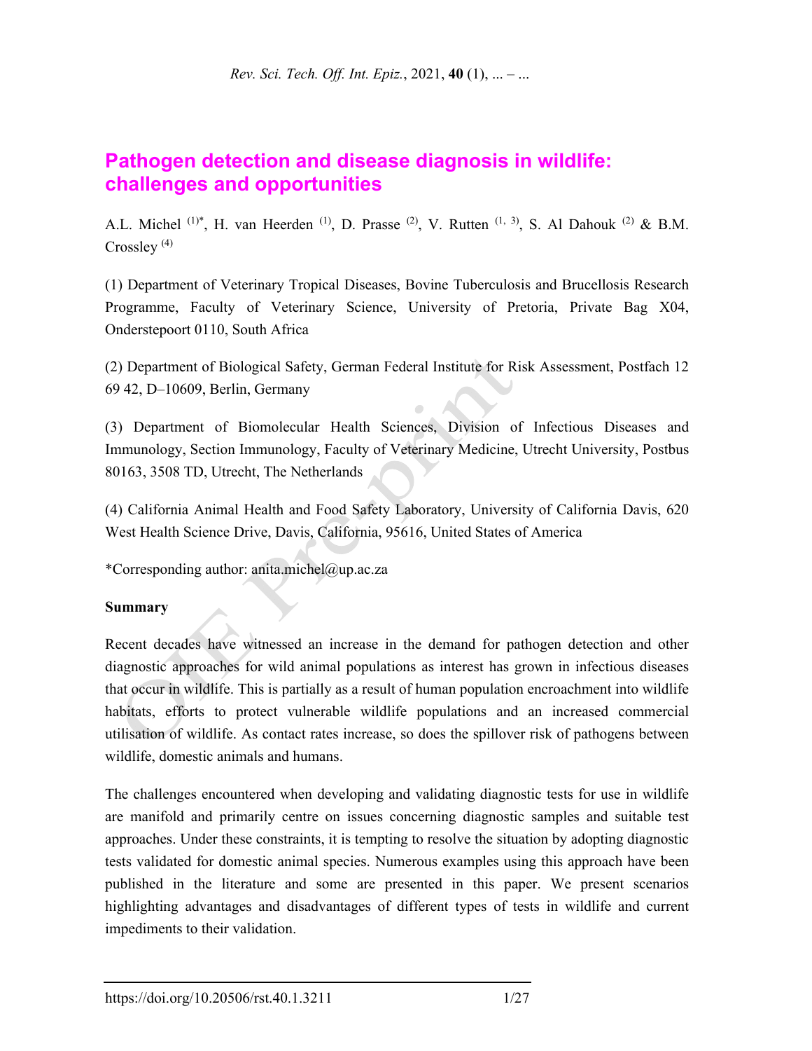# Pathogen detection and disease diagnosis in wildlife: challenges and opportunities

A.L. Michel [(1)*], H. van Heerden [(1)], D. Prasse [(2)], V. Rutten [(1, 3)], S. Al Dahouk [(2)] & B.M. Crossley [(4)]

(1) Department of Veterinary Tropical Diseases, Bovine Tuberculosis and Brucellosis Research Programme, Faculty of Veterinary Science, University of Pretoria, Private Bag X04, Onderstepoort 0110, South Africa

(2) Department of Biological Safety, German Federal Institute for Risk Assessment, Postfach 12 69 42, D–10609, Berlin, Germany

(3) Department of Biomolecular Health Sciences, Division of Infectious Diseases and Immunology, Section Immunology, Faculty of Veterinary Medicine, Utrecht University, Postbus 80163, 3508 TD, Utrecht, The Netherlands

(4) California Animal Health and Food Safety Laboratory, University of California Davis, 620 West Health Science Drive, Davis, California, 95616, United States of America

*Corresponding author: anita.michel@up.ac.za

**Summary**

Recent decades have witnessed an increase in the demand for pathogen detection and other diagnostic approaches for wild animal populations as interest has grown in infectious diseases that occur in wildlife. This is partially as a result of human population encroachment into wildlife habitats, efforts to protect vulnerable wildlife populations and an increased commercial utilisation of wildlife. As contact rates increase, so does the spillover risk of pathogens between wildlife, domestic animals and humans.

The challenges encountered when developing and validating diagnostic tests for use in wildlife are manifold and primarily centre on issues concerning diagnostic samples and suitable test approaches. Under these constraints, it is tempting to resolve the situation by adopting diagnostic tests validated for domestic animal species. Numerous examples using this approach have been published in the literature and some are presented in this paper. We present scenarios highlighting advantages and disadvantages of different types of tests in wildlife and current impediments to their validation.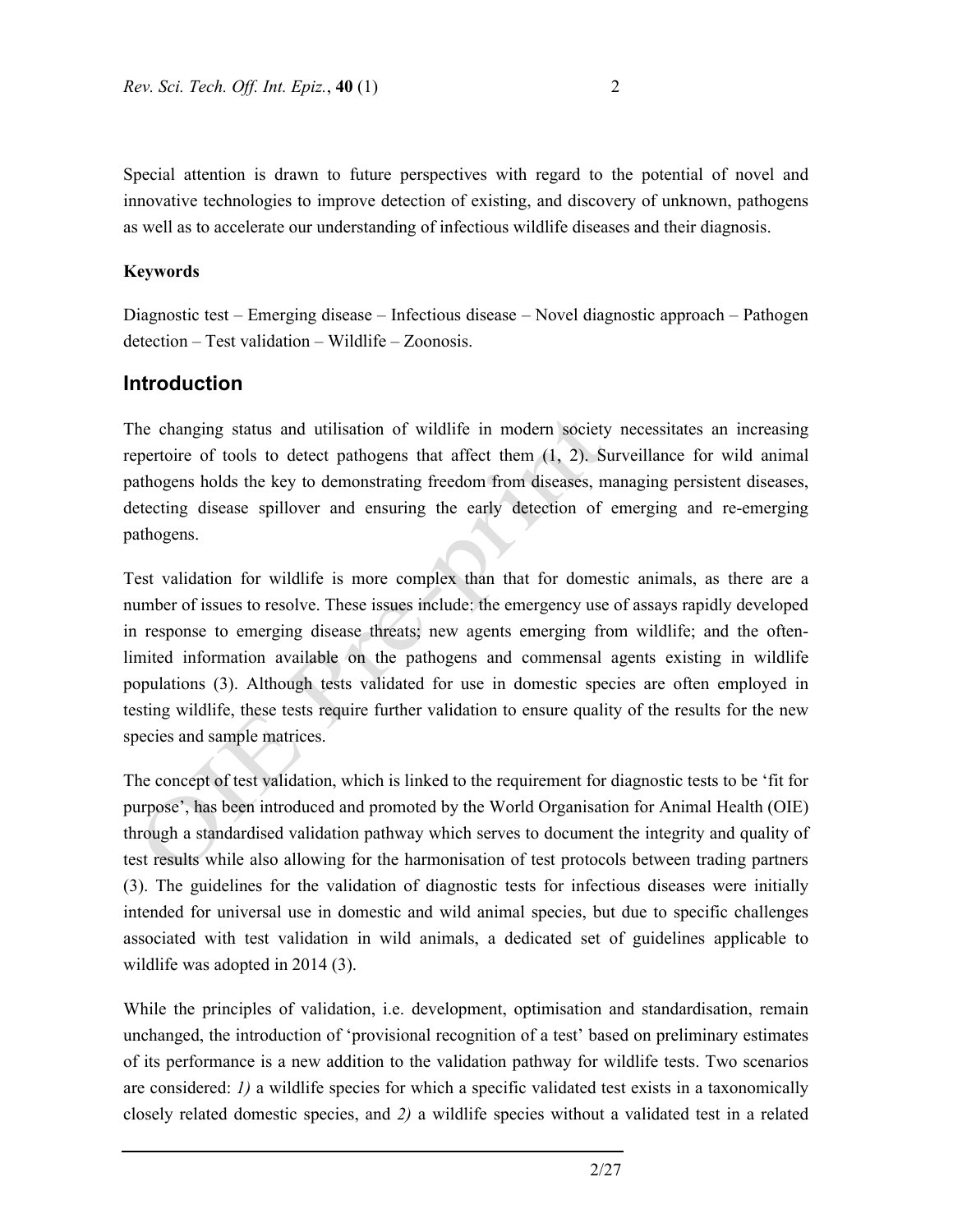Special attention is drawn to future perspectives with regard to the potential of novel and innovative technologies to improve detection of existing, and discovery of unknown, pathogens as well as to accelerate our understanding of infectious wildlife diseases and their diagnosis.

**Keywords**

Diagnostic test – Emerging disease – Infectious disease – Novel diagnostic approach – Pathogen detection – Test validation – Wildlife – Zoonosis.

## Introduction

The changing status and utilisation of wildlife in modern society necessitates an increasing repertoire of tools to detect pathogens that affect them (1, 2). Surveillance for wild animal pathogens holds the key to demonstrating freedom from diseases, managing persistent diseases, detecting disease spillover and ensuring the early detection of emerging and re-emerging pathogens.

Test validation for wildlife is more complex than that for domestic animals, as there are a number of issues to resolve. These issues include: the emergency use of assays rapidly developed in response to emerging disease threats; new agents emerging from wildlife; and the often-limited information available on the pathogens and commensal agents existing in wildlife populations (3). Although tests validated for use in domestic species are often employed in testing wildlife, these tests require further validation to ensure quality of the results for the new species and sample matrices.

The concept of test validation, which is linked to the requirement for diagnostic tests to be 'fit for purpose', has been introduced and promoted by the World Organisation for Animal Health (OIE) through a standardised validation pathway which serves to document the integrity and quality of test results while also allowing for the harmonisation of test protocols between trading partners (3). The guidelines for the validation of diagnostic tests for infectious diseases were initially intended for universal use in domestic and wild animal species, but due to specific challenges associated with test validation in wild animals, a dedicated set of guidelines applicable to wildlife was adopted in 2014 (3).

While the principles of validation, i.e. development, optimisation and standardisation, remain unchanged, the introduction of 'provisional recognition of a test' based on preliminary estimates of its performance is a new addition to the validation pathway for wildlife tests. Two scenarios are considered: *1)* a wildlife species for which a specific validated test exists in a taxonomically closely related domestic species, and *2)* a wildlife species without a validated test in a related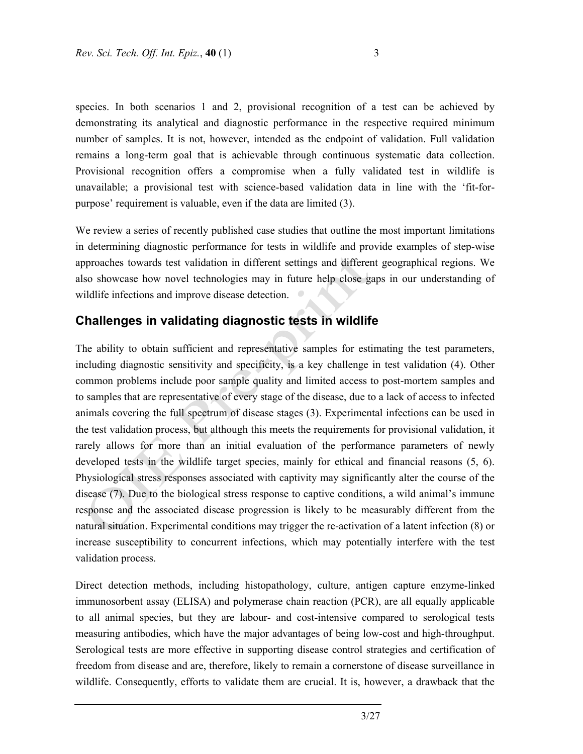species. In both scenarios 1 and 2, provisional recognition of a test can be achieved by demonstrating its analytical and diagnostic performance in the respective required minimum number of samples. It is not, however, intended as the endpoint of validation. Full validation remains a long-term goal that is achievable through continuous systematic data collection. Provisional recognition offers a compromise when a fully validated test in wildlife is unavailable; a provisional test with science-based validation data in line with the 'fit-for-purpose' requirement is valuable, even if the data are limited (3).

We review a series of recently published case studies that outline the most important limitations in determining diagnostic performance for tests in wildlife and provide examples of step-wise approaches towards test validation in different settings and different geographical regions. We also showcase how novel technologies may in future help close gaps in our understanding of wildlife infections and improve disease detection.

## Challenges in validating diagnostic tests in wildlife

The ability to obtain sufficient and representative samples for estimating the test parameters, including diagnostic sensitivity and specificity, is a key challenge in test validation (4). Other common problems include poor sample quality and limited access to post-mortem samples and to samples that are representative of every stage of the disease, due to a lack of access to infected animals covering the full spectrum of disease stages (3). Experimental infections can be used in the test validation process, but although this meets the requirements for provisional validation, it rarely allows for more than an initial evaluation of the performance parameters of newly developed tests in the wildlife target species, mainly for ethical and financial reasons (5, 6). Physiological stress responses associated with captivity may significantly alter the course of the disease (7). Due to the biological stress response to captive conditions, a wild animal's immune response and the associated disease progression is likely to be measurably different from the natural situation. Experimental conditions may trigger the re-activation of a latent infection (8) or increase susceptibility to concurrent infections, which may potentially interfere with the test validation process.

Direct detection methods, including histopathology, culture, antigen capture enzyme-linked immunosorbent assay (ELISA) and polymerase chain reaction (PCR), are all equally applicable to all animal species, but they are labour- and cost-intensive compared to serological tests measuring antibodies, which have the major advantages of being low-cost and high-throughput. Serological tests are more effective in supporting disease control strategies and certification of freedom from disease and are, therefore, likely to remain a cornerstone of disease surveillance in wildlife. Consequently, efforts to validate them are crucial. It is, however, a drawback that the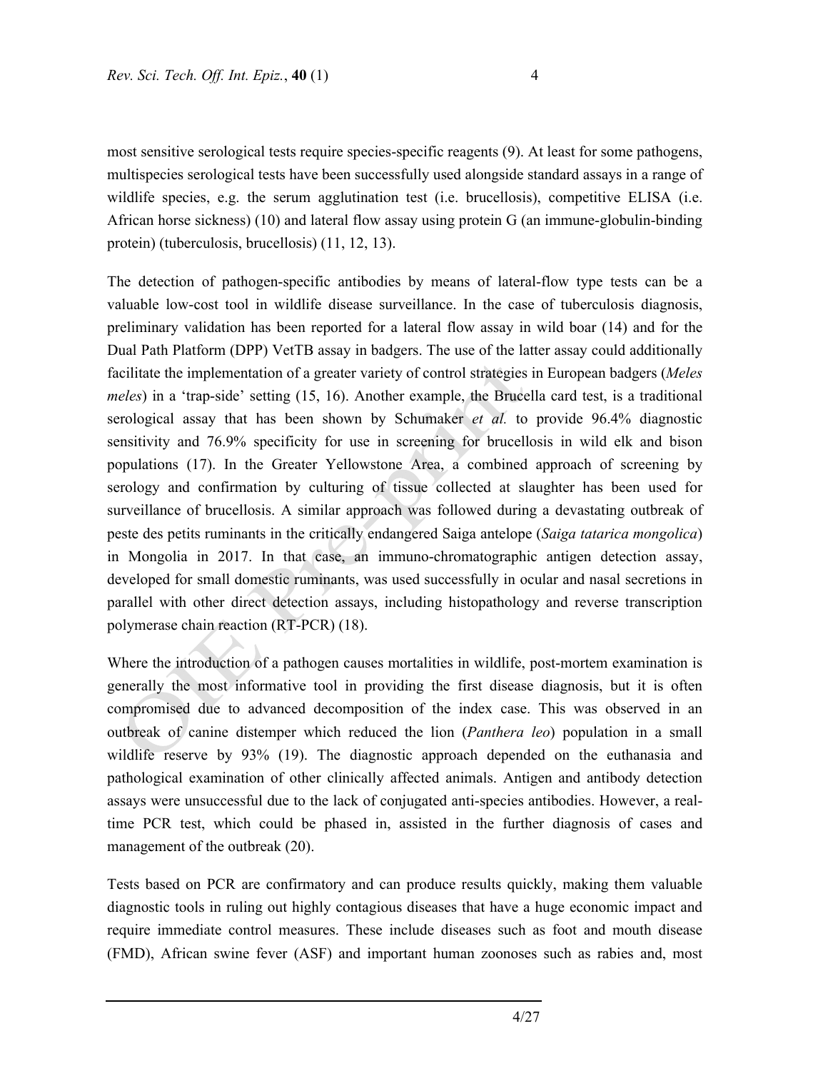most sensitive serological tests require species-specific reagents (9). At least for some pathogens, multispecies serological tests have been successfully used alongside standard assays in a range of wildlife species, e.g. the serum agglutination test (i.e. brucellosis), competitive ELISA (i.e. African horse sickness) (10) and lateral flow assay using protein G (an immune-globulin-binding protein) (tuberculosis, brucellosis) (11, 12, 13).

The detection of pathogen-specific antibodies by means of lateral-flow type tests can be a valuable low-cost tool in wildlife disease surveillance. In the case of tuberculosis diagnosis, preliminary validation has been reported for a lateral flow assay in wild boar (14) and for the Dual Path Platform (DPP) VetTB assay in badgers. The use of the latter assay could additionally facilitate the implementation of a greater variety of control strategies in European badgers (*Meles meles*) in a 'trap-side' setting (15, 16). Another example, the Brucella card test, is a traditional serological assay that has been shown by Schumaker *et al.* to provide 96.4% diagnostic sensitivity and 76.9% specificity for use in screening for brucellosis in wild elk and bison populations (17). In the Greater Yellowstone Area, a combined approach of screening by serology and confirmation by culturing of tissue collected at slaughter has been used for surveillance of brucellosis. A similar approach was followed during a devastating outbreak of peste des petits ruminants in the critically endangered Saiga antelope (*Saiga tatarica mongolica*) in Mongolia in 2017. In that case, an immuno-chromatographic antigen detection assay, developed for small domestic ruminants, was used successfully in ocular and nasal secretions in parallel with other direct detection assays, including histopathology and reverse transcription polymerase chain reaction (RT-PCR) (18).

Where the introduction of a pathogen causes mortalities in wildlife, post-mortem examination is generally the most informative tool in providing the first disease diagnosis, but it is often compromised due to advanced decomposition of the index case. This was observed in an outbreak of canine distemper which reduced the lion (*Panthera leo*) population in a small wildlife reserve by 93% (19). The diagnostic approach depended on the euthanasia and pathological examination of other clinically affected animals. Antigen and antibody detection assays were unsuccessful due to the lack of conjugated anti-species antibodies. However, a real-time PCR test, which could be phased in, assisted in the further diagnosis of cases and management of the outbreak (20).

Tests based on PCR are confirmatory and can produce results quickly, making them valuable diagnostic tools in ruling out highly contagious diseases that have a huge economic impact and require immediate control measures. These include diseases such as foot and mouth disease (FMD), African swine fever (ASF) and important human zoonoses such as rabies and, most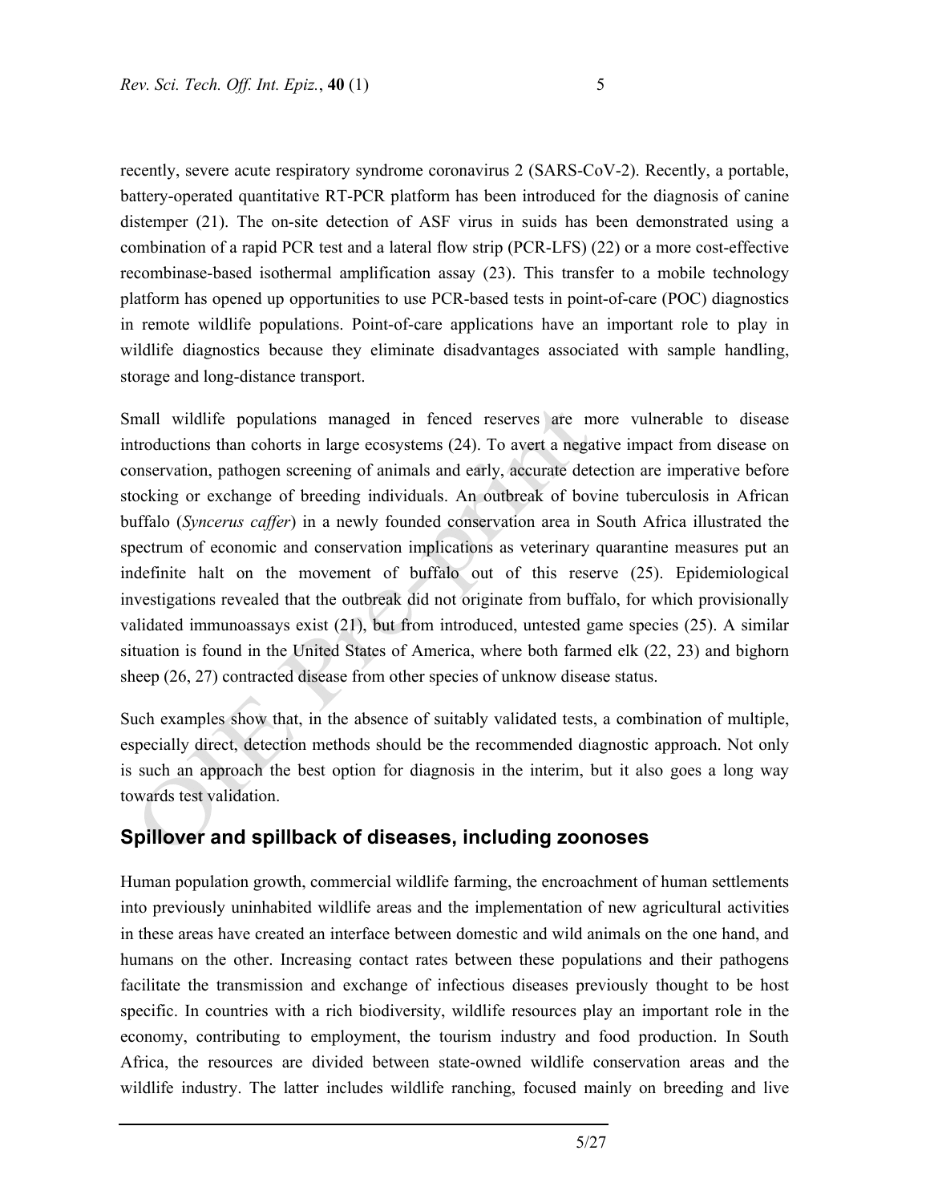recently, severe acute respiratory syndrome coronavirus 2 (SARS-CoV-2). Recently, a portable, battery-operated quantitative RT-PCR platform has been introduced for the diagnosis of canine distemper (21). The on-site detection of ASF virus in suids has been demonstrated using a combination of a rapid PCR test and a lateral flow strip (PCR-LFS) (22) or a more cost-effective recombinase-based isothermal amplification assay (23). This transfer to a mobile technology platform has opened up opportunities to use PCR-based tests in point-of-care (POC) diagnostics in remote wildlife populations. Point-of-care applications have an important role to play in wildlife diagnostics because they eliminate disadvantages associated with sample handling, storage and long-distance transport.

Small wildlife populations managed in fenced reserves are more vulnerable to disease introductions than cohorts in large ecosystems (24). To avert a negative impact from disease on conservation, pathogen screening of animals and early, accurate detection are imperative before stocking or exchange of breeding individuals. An outbreak of bovine tuberculosis in African buffalo (*Syncerus caffer*) in a newly founded conservation area in South Africa illustrated the spectrum of economic and conservation implications as veterinary quarantine measures put an indefinite halt on the movement of buffalo out of this reserve (25). Epidemiological investigations revealed that the outbreak did not originate from buffalo, for which provisionally validated immunoassays exist (21), but from introduced, untested game species (25). A similar situation is found in the United States of America, where both farmed elk (22, 23) and bighorn sheep (26, 27) contracted disease from other species of unknow disease status.

Such examples show that, in the absence of suitably validated tests, a combination of multiple, especially direct, detection methods should be the recommended diagnostic approach. Not only is such an approach the best option for diagnosis in the interim, but it also goes a long way towards test validation.

## Spillover and spillback of diseases, including zoonoses

Human population growth, commercial wildlife farming, the encroachment of human settlements into previously uninhabited wildlife areas and the implementation of new agricultural activities in these areas have created an interface between domestic and wild animals on the one hand, and humans on the other. Increasing contact rates between these populations and their pathogens facilitate the transmission and exchange of infectious diseases previously thought to be host specific. In countries with a rich biodiversity, wildlife resources play an important role in the economy, contributing to employment, the tourism industry and food production. In South Africa, the resources are divided between state-owned wildlife conservation areas and the wildlife industry. The latter includes wildlife ranching, focused mainly on breeding and live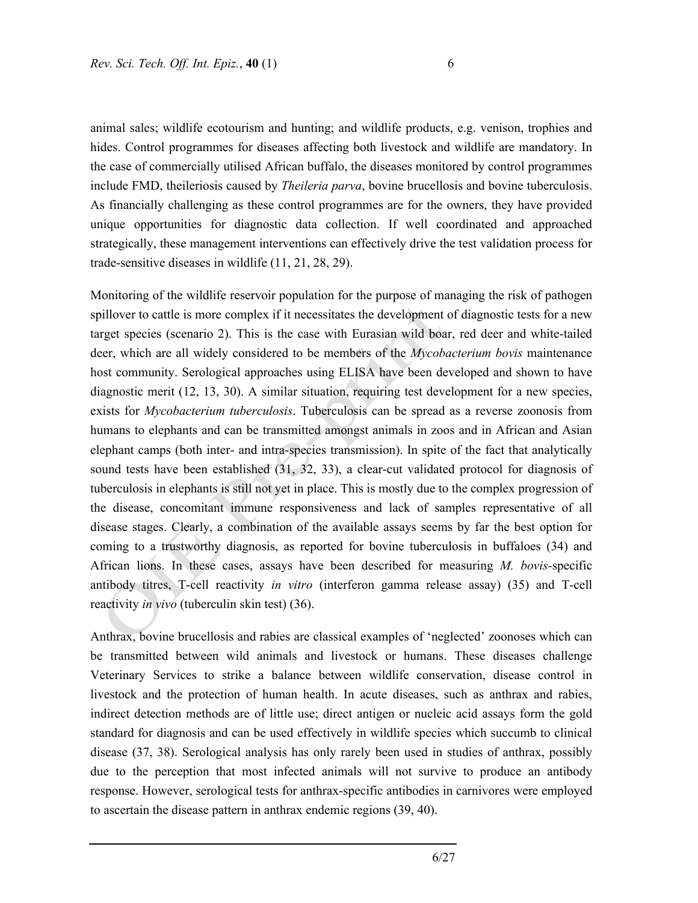animal sales; wildlife ecotourism and hunting; and wildlife products, e.g. venison, trophies and hides. Control programmes for diseases affecting both livestock and wildlife are mandatory. In the case of commercially utilised African buffalo, the diseases monitored by control programmes include FMD, theileriosis caused by *Theileria parva*, bovine brucellosis and bovine tuberculosis. As financially challenging as these control programmes are for the owners, they have provided unique opportunities for diagnostic data collection. If well coordinated and approached strategically, these management interventions can effectively drive the test validation process for trade-sensitive diseases in wildlife (11, 21, 28, 29).

Monitoring of the wildlife reservoir population for the purpose of managing the risk of pathogen spillover to cattle is more complex if it necessitates the development of diagnostic tests for a new target species (scenario 2). This is the case with Eurasian wild boar, red deer and white-tailed deer, which are all widely considered to be members of the *Mycobacterium bovis* maintenance host community. Serological approaches using ELISA have been developed and shown to have diagnostic merit (12, 13, 30). A similar situation, requiring test development for a new species, exists for *Mycobacterium tuberculosis*. Tuberculosis can be spread as a reverse zoonosis from humans to elephants and can be transmitted amongst animals in zoos and in African and Asian elephant camps (both inter- and intra-species transmission). In spite of the fact that analytically sound tests have been established (31, 32, 33), a clear-cut validated protocol for diagnosis of tuberculosis in elephants is still not yet in place. This is mostly due to the complex progression of the disease, concomitant immune responsiveness and lack of samples representative of all disease stages. Clearly, a combination of the available assays seems by far the best option for coming to a trustworthy diagnosis, as reported for bovine tuberculosis in buffaloes (34) and African lions. In these cases, assays have been described for measuring *M. bovis*-specific antibody titres, T-cell reactivity *in vitro* (interferon gamma release assay) (35) and T-cell reactivity *in vivo* (tuberculin skin test) (36).

Anthrax, bovine brucellosis and rabies are classical examples of 'neglected' zoonoses which can be transmitted between wild animals and livestock or humans. These diseases challenge Veterinary Services to strike a balance between wildlife conservation, disease control in livestock and the protection of human health. In acute diseases, such as anthrax and rabies, indirect detection methods are of little use; direct antigen or nucleic acid assays form the gold standard for diagnosis and can be used effectively in wildlife species which succumb to clinical disease (37, 38). Serological analysis has only rarely been used in studies of anthrax, possibly due to the perception that most infected animals will not survive to produce an antibody response. However, serological tests for anthrax-specific antibodies in carnivores were employed to ascertain the disease pattern in anthrax endemic regions (39, 40).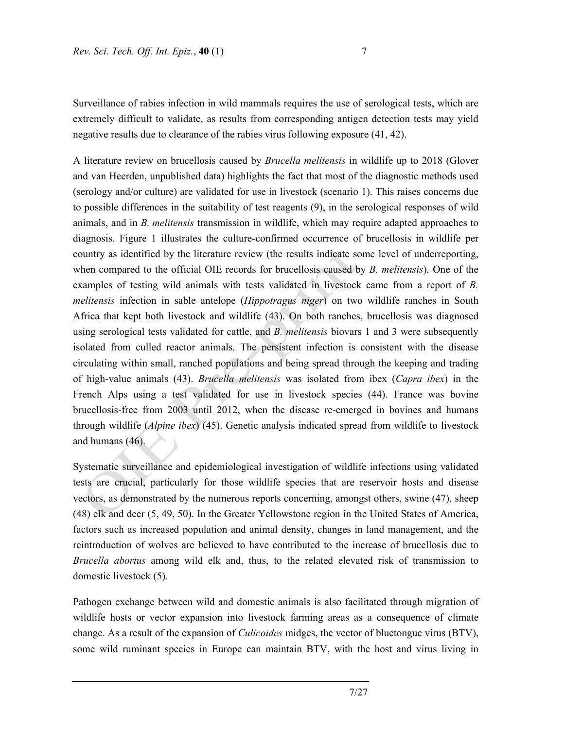Surveillance of rabies infection in wild mammals requires the use of serological tests, which are extremely difficult to validate, as results from corresponding antigen detection tests may yield negative results due to clearance of the rabies virus following exposure (41, 42).

A literature review on brucellosis caused by *Brucella melitensis* in wildlife up to 2018 (Glover and van Heerden, unpublished data) highlights the fact that most of the diagnostic methods used (serology and/or culture) are validated for use in livestock (scenario 1). This raises concerns due to possible differences in the suitability of test reagents (9), in the serological responses of wild animals, and in *B. melitensis* transmission in wildlife, which may require adapted approaches to diagnosis. Figure 1 illustrates the culture-confirmed occurrence of brucellosis in wildlife per country as identified by the literature review (the results indicate some level of underreporting, when compared to the official OIE records for brucellosis caused by *B. melitensis*). One of the examples of testing wild animals with tests validated in livestock came from a report of *B. melitensis* infection in sable antelope (*Hippotragus niger*) on two wildlife ranches in South Africa that kept both livestock and wildlife (43). On both ranches, brucellosis was diagnosed using serological tests validated for cattle, and *B. melitensis* biovars 1 and 3 were subsequently isolated from culled reactor animals. The persistent infection is consistent with the disease circulating within small, ranched populations and being spread through the keeping and trading of high-value animals (43). *Brucella melitensis* was isolated from ibex (*Capra ibex*) in the French Alps using a test validated for use in livestock species (44). France was bovine brucellosis-free from 2003 until 2012, when the disease re-emerged in bovines and humans through wildlife (*Alpine ibex*) (45). Genetic analysis indicated spread from wildlife to livestock and humans (46).

Systematic surveillance and epidemiological investigation of wildlife infections using validated tests are crucial, particularly for those wildlife species that are reservoir hosts and disease vectors, as demonstrated by the numerous reports concerning, amongst others, swine (47), sheep (48) elk and deer (5, 49, 50). In the Greater Yellowstone region in the United States of America, factors such as increased population and animal density, changes in land management, and the reintroduction of wolves are believed to have contributed to the increase of brucellosis due to *Brucella abortus* among wild elk and, thus, to the related elevated risk of transmission to domestic livestock (5).

Pathogen exchange between wild and domestic animals is also facilitated through migration of wildlife hosts or vector expansion into livestock farming areas as a consequence of climate change. As a result of the expansion of *Culicoides* midges, the vector of bluetongue virus (BTV), some wild ruminant species in Europe can maintain BTV, with the host and virus living in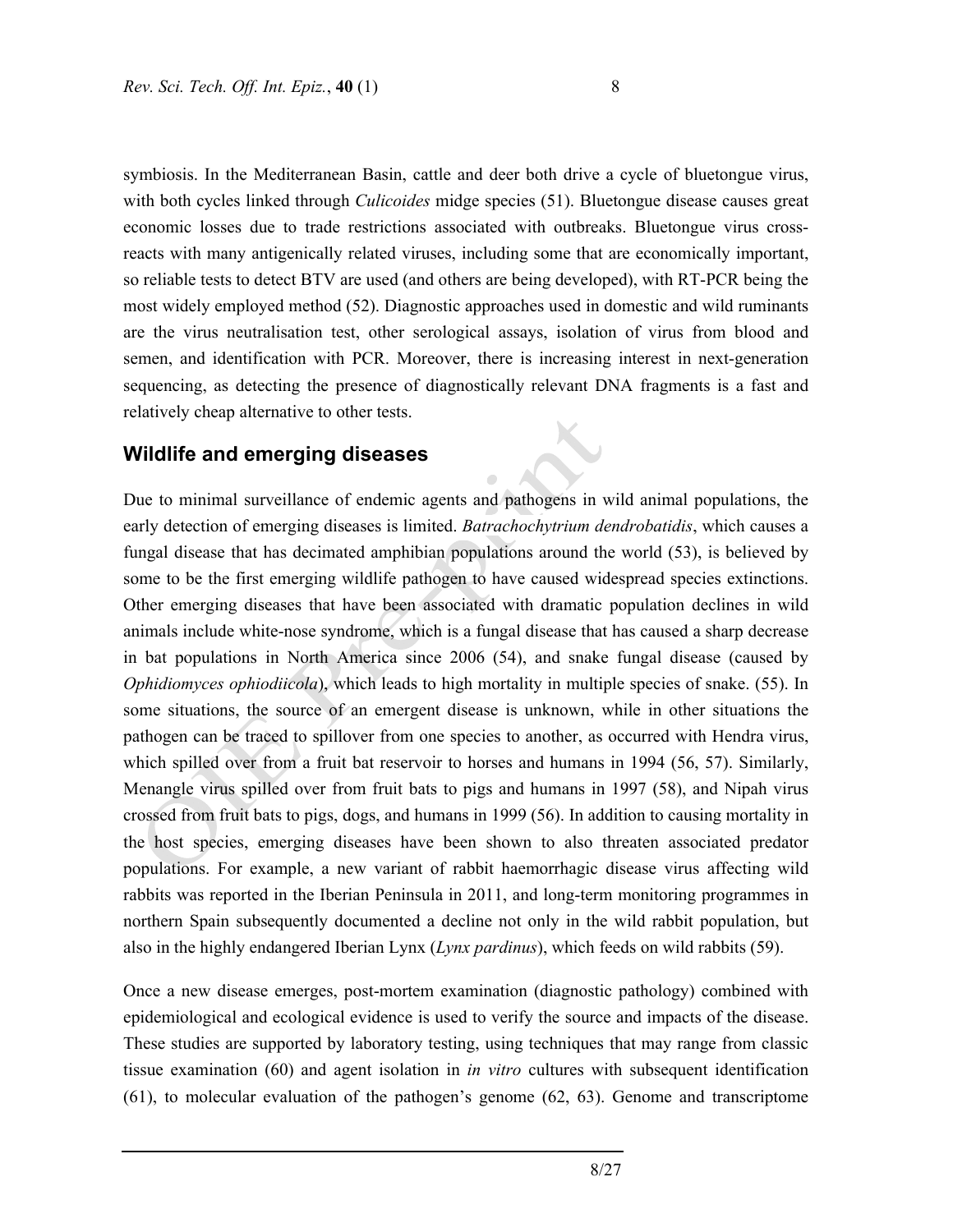symbiosis. In the Mediterranean Basin, cattle and deer both drive a cycle of bluetongue virus, with both cycles linked through *Culicoides* midge species (51). Bluetongue disease causes great economic losses due to trade restrictions associated with outbreaks. Bluetongue virus cross-reacts with many antigenically related viruses, including some that are economically important, so reliable tests to detect BTV are used (and others are being developed), with RT-PCR being the most widely employed method (52). Diagnostic approaches used in domestic and wild ruminants are the virus neutralisation test, other serological assays, isolation of virus from blood and semen, and identification with PCR. Moreover, there is increasing interest in next-generation sequencing, as detecting the presence of diagnostically relevant DNA fragments is a fast and relatively cheap alternative to other tests.

## Wildlife and emerging diseases

Due to minimal surveillance of endemic agents and pathogens in wild animal populations, the early detection of emerging diseases is limited. *Batrachochytrium dendrobatidis*, which causes a fungal disease that has decimated amphibian populations around the world (53), is believed by some to be the first emerging wildlife pathogen to have caused widespread species extinctions. Other emerging diseases that have been associated with dramatic population declines in wild animals include white-nose syndrome, which is a fungal disease that has caused a sharp decrease in bat populations in North America since 2006 (54), and snake fungal disease (caused by *Ophidiomyces ophiodiicola*), which leads to high mortality in multiple species of snake. (55). In some situations, the source of an emergent disease is unknown, while in other situations the pathogen can be traced to spillover from one species to another, as occurred with Hendra virus, which spilled over from a fruit bat reservoir to horses and humans in 1994 (56, 57). Similarly, Menangle virus spilled over from fruit bats to pigs and humans in 1997 (58), and Nipah virus crossed from fruit bats to pigs, dogs, and humans in 1999 (56). In addition to causing mortality in the host species, emerging diseases have been shown to also threaten associated predator populations. For example, a new variant of rabbit haemorrhagic disease virus affecting wild rabbits was reported in the Iberian Peninsula in 2011, and long-term monitoring programmes in northern Spain subsequently documented a decline not only in the wild rabbit population, but also in the highly endangered Iberian Lynx (*Lynx pardinus*), which feeds on wild rabbits (59).

Once a new disease emerges, post-mortem examination (diagnostic pathology) combined with epidemiological and ecological evidence is used to verify the source and impacts of the disease. These studies are supported by laboratory testing, using techniques that may range from classic tissue examination (60) and agent isolation in *in vitro* cultures with subsequent identification (61), to molecular evaluation of the pathogen's genome (62, 63). Genome and transcriptome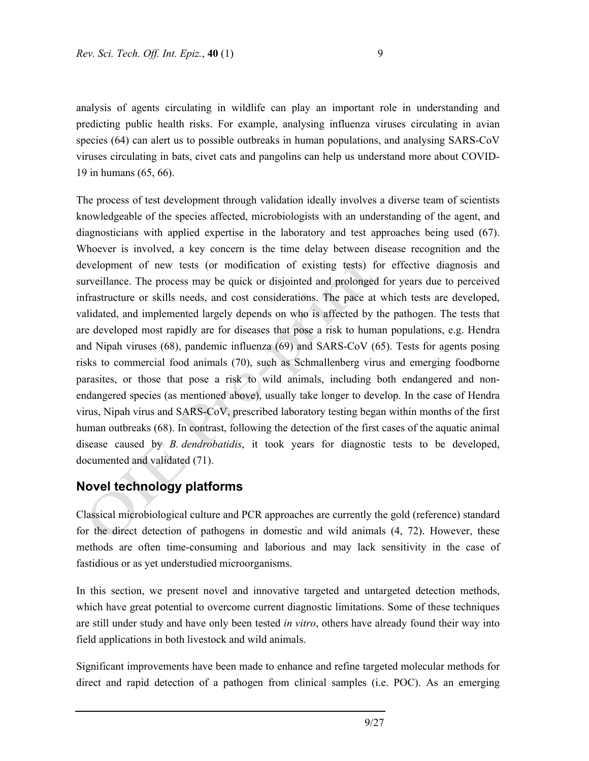analysis of agents circulating in wildlife can play an important role in understanding and predicting public health risks. For example, analysing influenza viruses circulating in avian species (64) can alert us to possible outbreaks in human populations, and analysing SARS-CoV viruses circulating in bats, civet cats and pangolins can help us understand more about COVID-19 in humans (65, 66).

The process of test development through validation ideally involves a diverse team of scientists knowledgeable of the species affected, microbiologists with an understanding of the agent, and diagnosticians with applied expertise in the laboratory and test approaches being used (67). Whoever is involved, a key concern is the time delay between disease recognition and the development of new tests (or modification of existing tests) for effective diagnosis and surveillance. The process may be quick or disjointed and prolonged for years due to perceived infrastructure or skills needs, and cost considerations. The pace at which tests are developed, validated, and implemented largely depends on who is affected by the pathogen. The tests that are developed most rapidly are for diseases that pose a risk to human populations, e.g. Hendra and Nipah viruses (68), pandemic influenza (69) and SARS-CoV (65). Tests for agents posing risks to commercial food animals (70), such as Schmallenberg virus and emerging foodborne parasites, or those that pose a risk to wild animals, including both endangered and non-endangered species (as mentioned above), usually take longer to develop. In the case of Hendra virus, Nipah virus and SARS-CoV, prescribed laboratory testing began within months of the first human outbreaks (68). In contrast, following the detection of the first cases of the aquatic animal disease caused by *B. dendrobatidis*, it took years for diagnostic tests to be developed, documented and validated (71).

## Novel technology platforms

Classical microbiological culture and PCR approaches are currently the gold (reference) standard for the direct detection of pathogens in domestic and wild animals (4, 72). However, these methods are often time-consuming and laborious and may lack sensitivity in the case of fastidious or as yet understudied microorganisms.

In this section, we present novel and innovative targeted and untargeted detection methods, which have great potential to overcome current diagnostic limitations. Some of these techniques are still under study and have only been tested *in vitro*, others have already found their way into field applications in both livestock and wild animals.

Significant improvements have been made to enhance and refine targeted molecular methods for direct and rapid detection of a pathogen from clinical samples (i.e. POC). As an emerging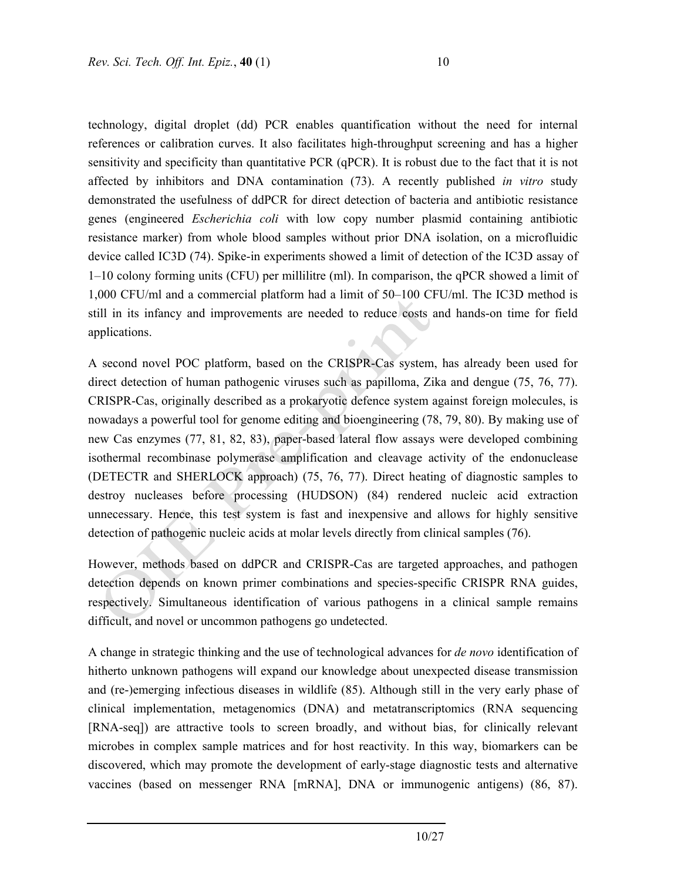technology, digital droplet (dd) PCR enables quantification without the need for internal references or calibration curves. It also facilitates high-throughput screening and has a higher sensitivity and specificity than quantitative PCR (qPCR). It is robust due to the fact that it is not affected by inhibitors and DNA contamination (73). A recently published *in vitro* study demonstrated the usefulness of ddPCR for direct detection of bacteria and antibiotic resistance genes (engineered *Escherichia coli* with low copy number plasmid containing antibiotic resistance marker) from whole blood samples without prior DNA isolation, on a microfluidic device called IC3D (74). Spike-in experiments showed a limit of detection of the IC3D assay of 1–10 colony forming units (CFU) per millilitre (ml). In comparison, the qPCR showed a limit of 1,000 CFU/ml and a commercial platform had a limit of 50–100 CFU/ml. The IC3D method is still in its infancy and improvements are needed to reduce costs and hands-on time for field applications.

A second novel POC platform, based on the CRISPR-Cas system, has already been used for direct detection of human pathogenic viruses such as papilloma, Zika and dengue (75, 76, 77). CRISPR-Cas, originally described as a prokaryotic defence system against foreign molecules, is nowadays a powerful tool for genome editing and bioengineering (78, 79, 80). By making use of new Cas enzymes (77, 81, 82, 83), paper-based lateral flow assays were developed combining isothermal recombinase polymerase amplification and cleavage activity of the endonuclease (DETECTR and SHERLOCK approach) (75, 76, 77). Direct heating of diagnostic samples to destroy nucleases before processing (HUDSON) (84) rendered nucleic acid extraction unnecessary. Hence, this test system is fast and inexpensive and allows for highly sensitive detection of pathogenic nucleic acids at molar levels directly from clinical samples (76).

However, methods based on ddPCR and CRISPR-Cas are targeted approaches, and pathogen detection depends on known primer combinations and species-specific CRISPR RNA guides, respectively. Simultaneous identification of various pathogens in a clinical sample remains difficult, and novel or uncommon pathogens go undetected.

A change in strategic thinking and the use of technological advances for *de novo* identification of hitherto unknown pathogens will expand our knowledge about unexpected disease transmission and (re-)emerging infectious diseases in wildlife (85). Although still in the very early phase of clinical implementation, metagenomics (DNA) and metatranscriptomics (RNA sequencing [RNA-seq]) are attractive tools to screen broadly, and without bias, for clinically relevant microbes in complex sample matrices and for host reactivity. In this way, biomarkers can be discovered, which may promote the development of early-stage diagnostic tests and alternative vaccines (based on messenger RNA [mRNA], DNA or immunogenic antigens) (86, 87).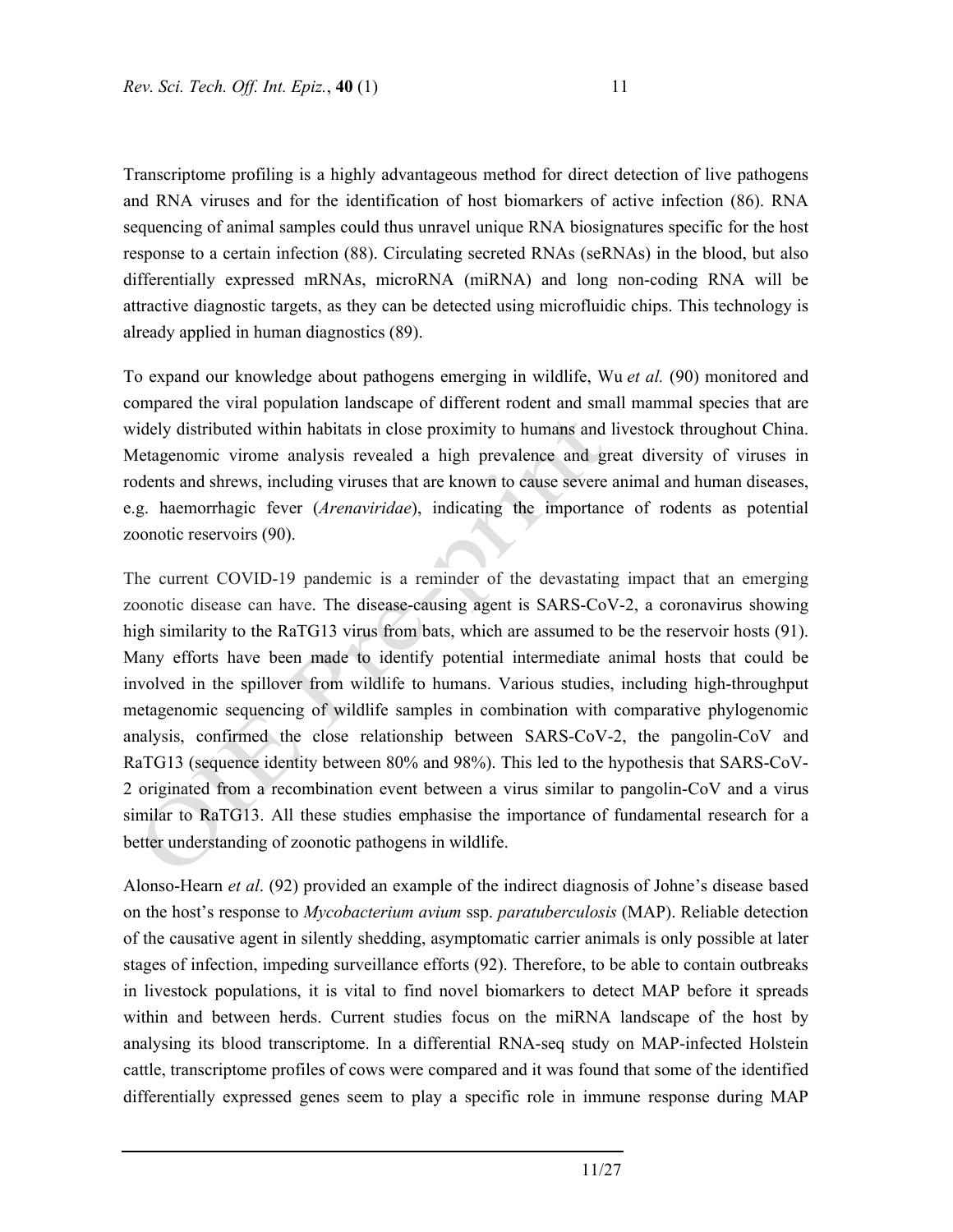Transcriptome profiling is a highly advantageous method for direct detection of live pathogens and RNA viruses and for the identification of host biomarkers of active infection (86). RNA sequencing of animal samples could thus unravel unique RNA biosignatures specific for the host response to a certain infection (88). Circulating secreted RNAs (seRNAs) in the blood, but also differentially expressed mRNAs, microRNA (miRNA) and long non-coding RNA will be attractive diagnostic targets, as they can be detected using microfluidic chips. This technology is already applied in human diagnostics (89).

To expand our knowledge about pathogens emerging in wildlife, Wu *et al.* (90) monitored and compared the viral population landscape of different rodent and small mammal species that are widely distributed within habitats in close proximity to humans and livestock throughout China. Metagenomic virome analysis revealed a high prevalence and great diversity of viruses in rodents and shrews, including viruses that are known to cause severe animal and human diseases, e.g. haemorrhagic fever (*Arenaviridae*), indicating the importance of rodents as potential zoonotic reservoirs (90).

The current COVID-19 pandemic is a reminder of the devastating impact that an emerging zoonotic disease can have. The disease-causing agent is SARS-CoV-2, a coronavirus showing high similarity to the RaTG13 virus from bats, which are assumed to be the reservoir hosts (91). Many efforts have been made to identify potential intermediate animal hosts that could be involved in the spillover from wildlife to humans. Various studies, including high-throughput metagenomic sequencing of wildlife samples in combination with comparative phylogenomic analysis, confirmed the close relationship between SARS-CoV-2, the pangolin-CoV and RaTG13 (sequence identity between 80% and 98%). This led to the hypothesis that SARS-CoV-2 originated from a recombination event between a virus similar to pangolin-CoV and a virus similar to RaTG13. All these studies emphasise the importance of fundamental research for a better understanding of zoonotic pathogens in wildlife.

Alonso-Hearn *et al*. (92) provided an example of the indirect diagnosis of Johne's disease based on the host's response to *Mycobacterium avium* ssp. *paratuberculosis* (MAP). Reliable detection of the causative agent in silently shedding, asymptomatic carrier animals is only possible at later stages of infection, impeding surveillance efforts (92). Therefore, to be able to contain outbreaks in livestock populations, it is vital to find novel biomarkers to detect MAP before it spreads within and between herds. Current studies focus on the miRNA landscape of the host by analysing its blood transcriptome. In a differential RNA-seq study on MAP-infected Holstein cattle, transcriptome profiles of cows were compared and it was found that some of the identified differentially expressed genes seem to play a specific role in immune response during MAP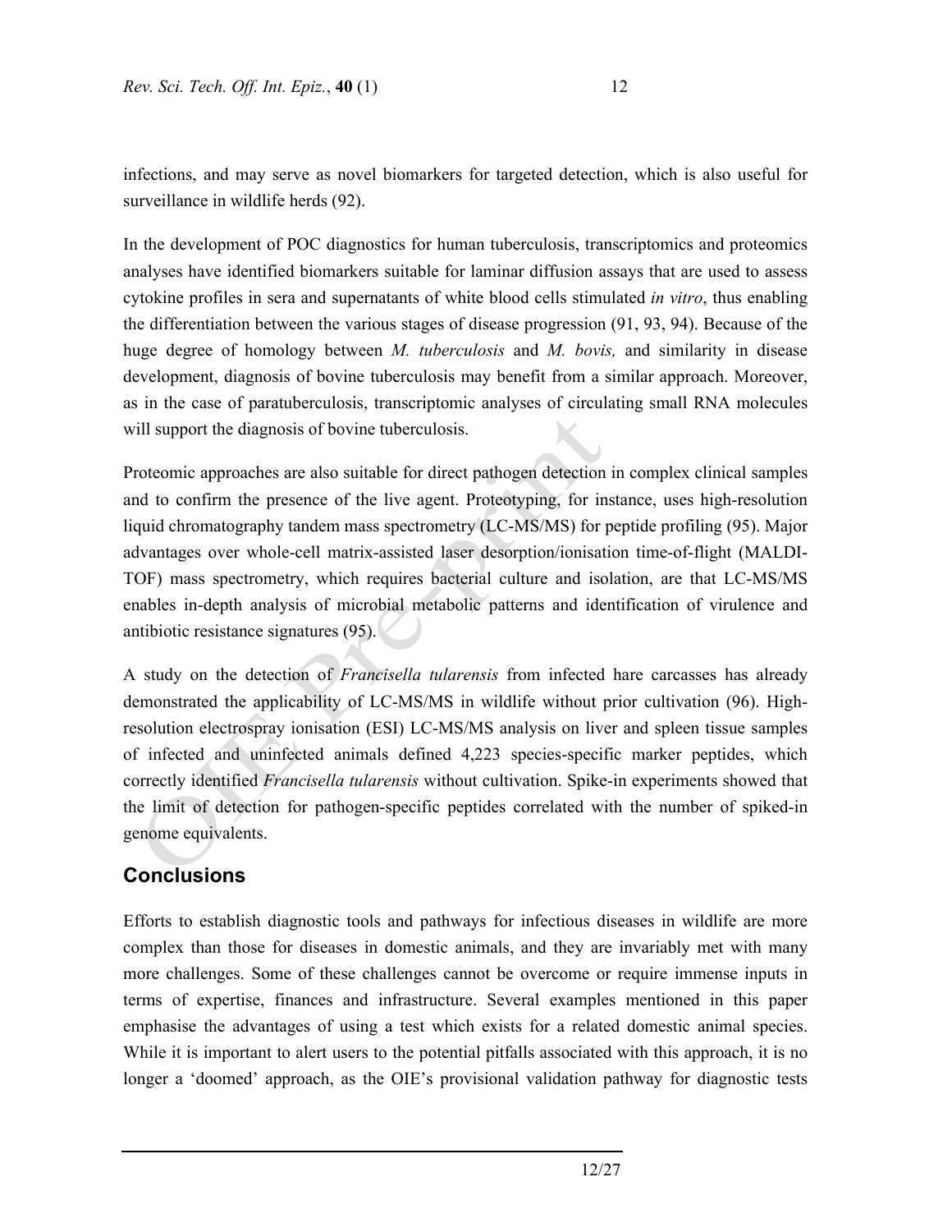infections, and may serve as novel biomarkers for targeted detection, which is also useful for surveillance in wildlife herds (92).

In the development of POC diagnostics for human tuberculosis, transcriptomics and proteomics analyses have identified biomarkers suitable for laminar diffusion assays that are used to assess cytokine profiles in sera and supernatants of white blood cells stimulated *in vitro*, thus enabling the differentiation between the various stages of disease progression (91, 93, 94). Because of the huge degree of homology between *M. tuberculosis* and *M. bovis,* and similarity in disease development, diagnosis of bovine tuberculosis may benefit from a similar approach. Moreover, as in the case of paratuberculosis, transcriptomic analyses of circulating small RNA molecules will support the diagnosis of bovine tuberculosis.

Proteomic approaches are also suitable for direct pathogen detection in complex clinical samples and to confirm the presence of the live agent. Proteotyping, for instance, uses high-resolution liquid chromatography tandem mass spectrometry (LC-MS/MS) for peptide profiling (95). Major advantages over whole-cell matrix-assisted laser desorption/ionisation time-of-flight (MALDI-TOF) mass spectrometry, which requires bacterial culture and isolation, are that LC-MS/MS enables in-depth analysis of microbial metabolic patterns and identification of virulence and antibiotic resistance signatures (95).

A study on the detection of *Francisella tularensis* from infected hare carcasses has already demonstrated the applicability of LC-MS/MS in wildlife without prior cultivation (96). High-resolution electrospray ionisation (ESI) LC-MS/MS analysis on liver and spleen tissue samples of infected and uninfected animals defined 4,223 species-specific marker peptides, which correctly identified *Francisella tularensis* without cultivation. Spike-in experiments showed that the limit of detection for pathogen-specific peptides correlated with the number of spiked-in genome equivalents.

## Conclusions

Efforts to establish diagnostic tools and pathways for infectious diseases in wildlife are more complex than those for diseases in domestic animals, and they are invariably met with many more challenges. Some of these challenges cannot be overcome or require immense inputs in terms of expertise, finances and infrastructure. Several examples mentioned in this paper emphasise the advantages of using a test which exists for a related domestic animal species. While it is important to alert users to the potential pitfalls associated with this approach, it is no longer a 'doomed' approach, as the OIE's provisional validation pathway for diagnostic tests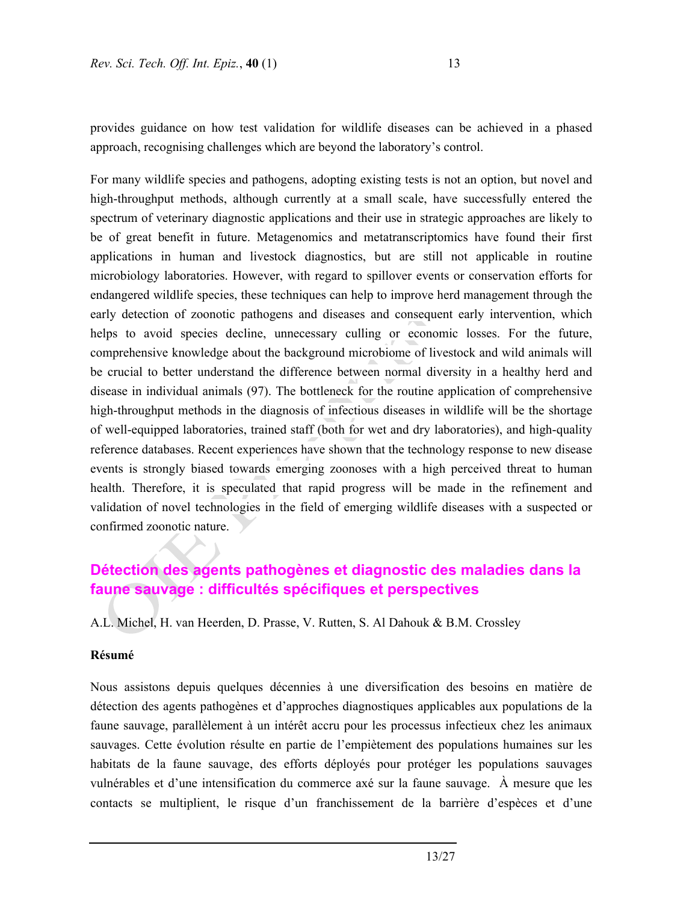provides guidance on how test validation for wildlife diseases can be achieved in a phased approach, recognising challenges which are beyond the laboratory's control.

For many wildlife species and pathogens, adopting existing tests is not an option, but novel and high-throughput methods, although currently at a small scale, have successfully entered the spectrum of veterinary diagnostic applications and their use in strategic approaches are likely to be of great benefit in future. Metagenomics and metatranscriptomics have found their first applications in human and livestock diagnostics, but are still not applicable in routine microbiology laboratories. However, with regard to spillover events or conservation efforts for endangered wildlife species, these techniques can help to improve herd management through the early detection of zoonotic pathogens and diseases and consequent early intervention, which helps to avoid species decline, unnecessary culling or economic losses. For the future, comprehensive knowledge about the background microbiome of livestock and wild animals will be crucial to better understand the difference between normal diversity in a healthy herd and disease in individual animals (97). The bottleneck for the routine application of comprehensive high-throughput methods in the diagnosis of infectious diseases in wildlife will be the shortage of well-equipped laboratories, trained staff (both for wet and dry laboratories), and high-quality reference databases. Recent experiences have shown that the technology response to new disease events is strongly biased towards emerging zoonoses with a high perceived threat to human health. Therefore, it is speculated that rapid progress will be made in the refinement and validation of novel technologies in the field of emerging wildlife diseases with a suspected or confirmed zoonotic nature.

## Détection des agents pathogènes et diagnostic des maladies dans la faune sauvage : difficultés spécifiques et perspectives

A.L. Michel, H. van Heerden, D. Prasse, V. Rutten, S. Al Dahouk & B.M. Crossley

### Résumé

Nous assistons depuis quelques décennies à une diversification des besoins en matière de détection des agents pathogènes et d'approches diagnostiques applicables aux populations de la faune sauvage, parallèlement à un intérêt accru pour les processus infectieux chez les animaux sauvages. Cette évolution résulte en partie de l'empiètement des populations humaines sur les habitats de la faune sauvage, des efforts déployés pour protéger les populations sauvages vulnérables et d'une intensification du commerce axé sur la faune sauvage. À mesure que les contacts se multiplient, le risque d'un franchissement de la barrière d'espèces et d'une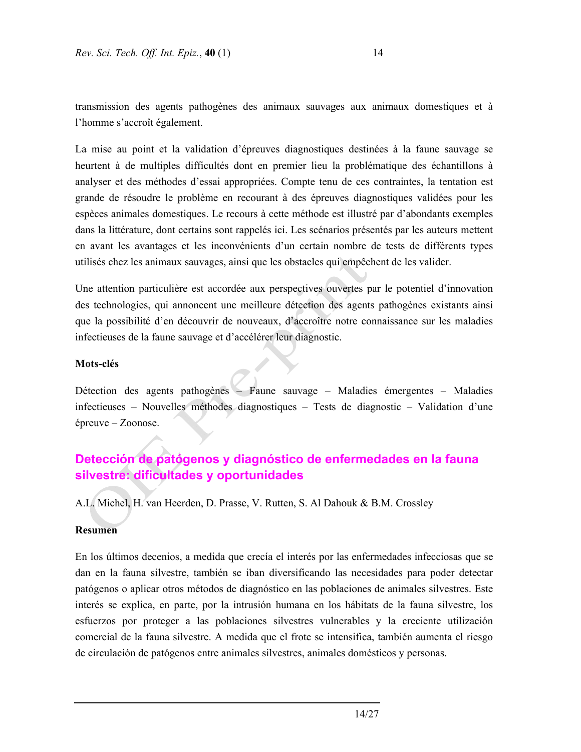transmission des agents pathogènes des animaux sauvages aux animaux domestiques et à l'homme s'accroît également.

La mise au point et la validation d'épreuves diagnostiques destinées à la faune sauvage se heurtent à de multiples difficultés dont en premier lieu la problématique des échantillons à analyser et des méthodes d'essai appropriées. Compte tenu de ces contraintes, la tentation est grande de résoudre le problème en recourant à des épreuves diagnostiques validées pour les espèces animales domestiques. Le recours à cette méthode est illustré par d'abondants exemples dans la littérature, dont certains sont rappelés ici. Les scénarios présentés par les auteurs mettent en avant les avantages et les inconvénients d'un certain nombre de tests de différents types utilisés chez les animaux sauvages, ainsi que les obstacles qui empêchent de les valider.

Une attention particulière est accordée aux perspectives ouvertes par le potentiel d'innovation des technologies, qui annoncent une meilleure détection des agents pathogènes existants ainsi que la possibilité d'en découvrir de nouveaux, d'accroître notre connaissance sur les maladies infectieuses de la faune sauvage et d'accélérer leur diagnostic.

**Mots-clés**

Détection des agents pathogènes – Faune sauvage – Maladies émergentes – Maladies infectieuses – Nouvelles méthodes diagnostiques – Tests de diagnostic – Validation d'une épreuve – Zoonose.

## Detección de patógenos y diagnóstico de enfermedades en la fauna silvestre: dificultades y oportunidades

A.L. Michel, H. van Heerden, D. Prasse, V. Rutten, S. Al Dahouk & B.M. Crossley

**Resumen**

En los últimos decenios, a medida que crecía el interés por las enfermedades infecciosas que se dan en la fauna silvestre, también se iban diversificando las necesidades para poder detectar patógenos o aplicar otros métodos de diagnóstico en las poblaciones de animales silvestres. Este interés se explica, en parte, por la intrusión humana en los hábitats de la fauna silvestre, los esfuerzos por proteger a las poblaciones silvestres vulnerables y la creciente utilización comercial de la fauna silvestre. A medida que el frote se intensifica, también aumenta el riesgo de circulación de patógenos entre animales silvestres, animales domésticos y personas.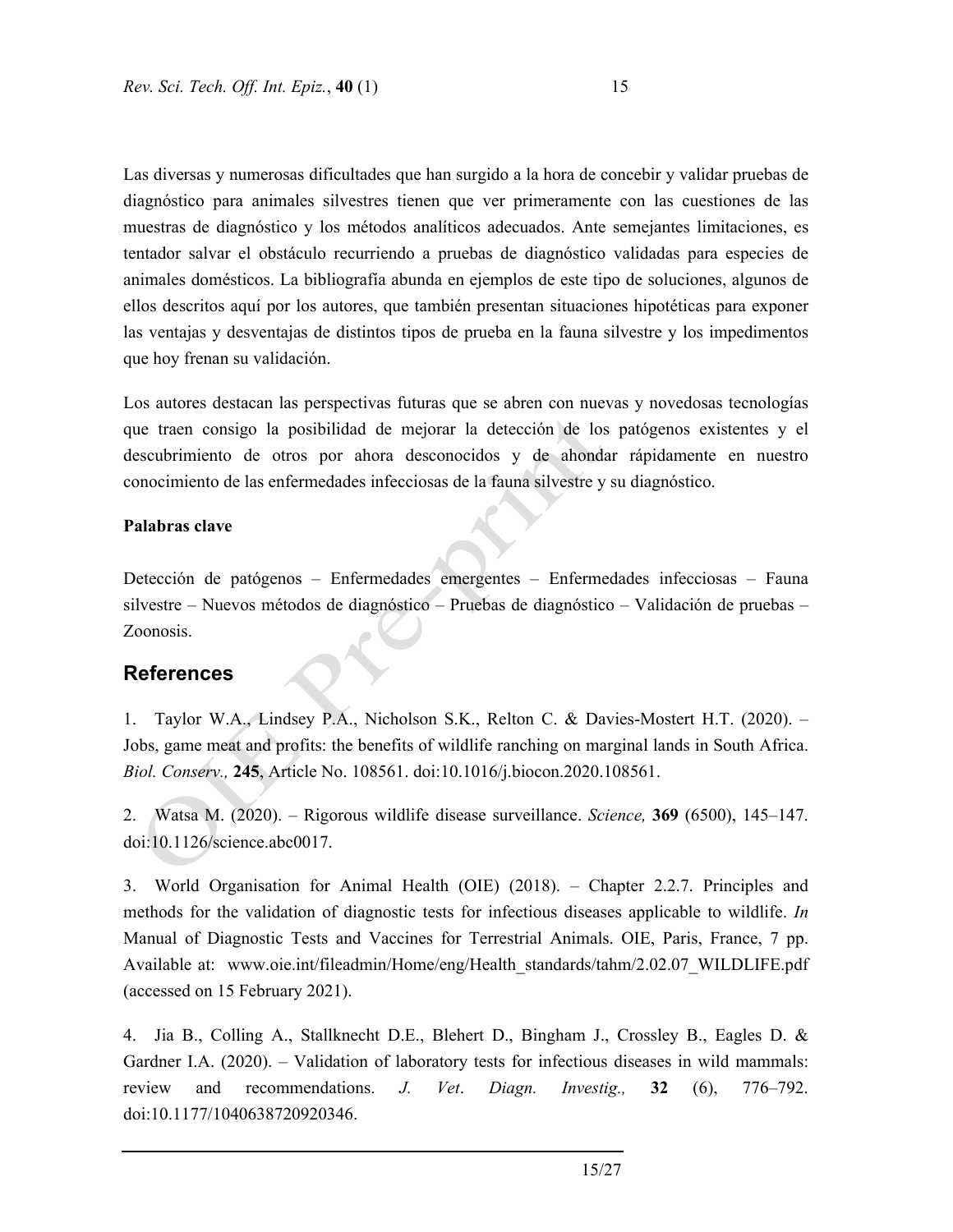Las diversas y numerosas dificultades que han surgido a la hora de concebir y validar pruebas de diagnóstico para animales silvestres tienen que ver primeramente con las cuestiones de las muestras de diagnóstico y los métodos analíticos adecuados. Ante semejantes limitaciones, es tentador salvar el obstáculo recurriendo a pruebas de diagnóstico validadas para especies de animales domésticos. La bibliografía abunda en ejemplos de este tipo de soluciones, algunos de ellos descritos aquí por los autores, que también presentan situaciones hipotéticas para exponer las ventajas y desventajas de distintos tipos de prueba en la fauna silvestre y los impedimentos que hoy frenan su validación.

Los autores destacan las perspectivas futuras que se abren con nuevas y novedosas tecnologías que traen consigo la posibilidad de mejorar la detección de los patógenos existentes y el descubrimiento de otros por ahora desconocidos y de ahondar rápidamente en nuestro conocimiento de las enfermedades infecciosas de la fauna silvestre y su diagnóstico.

**Palabras clave**

Detección de patógenos – Enfermedades emergentes – Enfermedades infecciosas – Fauna silvestre – Nuevos métodos de diagnóstico – Pruebas de diagnóstico – Validación de pruebas – Zoonosis.

## References

1. Taylor W.A., Lindsey P.A., Nicholson S.K., Relton C. & Davies-Mostert H.T. (2020). – Jobs, game meat and profits: the benefits of wildlife ranching on marginal lands in South Africa. *Biol. Conserv.,* **245**, Article No. 108561. doi:10.1016/j.biocon.2020.108561.

2. Watsa M. (2020). – Rigorous wildlife disease surveillance. *Science,* **369** (6500), 145–147. doi:10.1126/science.abc0017.

3. World Organisation for Animal Health (OIE) (2018). – Chapter 2.2.7. Principles and methods for the validation of diagnostic tests for infectious diseases applicable to wildlife. *In* Manual of Diagnostic Tests and Vaccines for Terrestrial Animals. OIE, Paris, France, 7 pp. Available at: www.oie.int/fileadmin/Home/eng/Health_standards/tahm/2.02.07_WILDLIFE.pdf (accessed on 15 February 2021).

4. Jia B., Colling A., Stallknecht D.E., Blehert D., Bingham J., Crossley B., Eagles D. & Gardner I.A. (2020). – Validation of laboratory tests for infectious diseases in wild mammals: review and recommendations. *J. Vet. Diagn. Investig.,* **32** (6), 776–792. doi:10.1177/1040638720920346.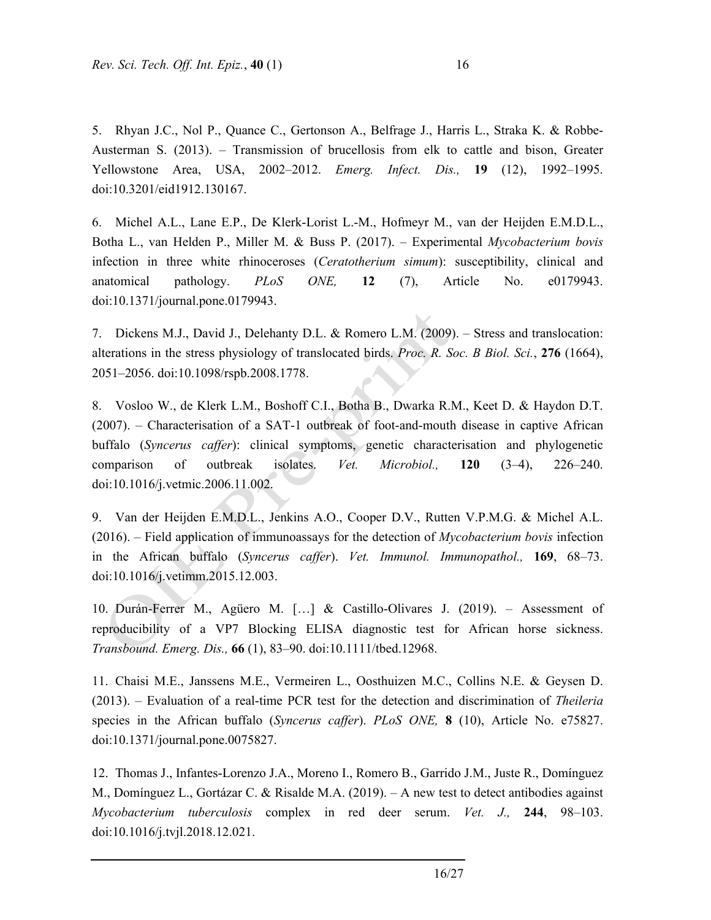5. Rhyan J.C., Nol P., Quance C., Gertonson A., Belfrage J., Harris L., Straka K. & Robbe-Austerman S. (2013). – Transmission of brucellosis from elk to cattle and bison, Greater Yellowstone Area, USA, 2002–2012. *Emerg. Infect. Dis.,* **19** (12), 1992–1995. doi:10.3201/eid1912.130167.

6. Michel A.L., Lane E.P., De Klerk-Lorist L.-M., Hofmeyr M., van der Heijden E.M.D.L., Botha L., van Helden P., Miller M. & Buss P. (2017). – Experimental *Mycobacterium bovis* infection in three white rhinoceroses (*Ceratotherium simum*): susceptibility, clinical and anatomical pathology. *PLoS ONE,* **12** (7), Article No. e0179943. doi:10.1371/journal.pone.0179943.

7. Dickens M.J., David J., Delehanty D.L. & Romero L.M. (2009). – Stress and translocation: alterations in the stress physiology of translocated birds. *Proc. R. Soc. B Biol. Sci.*, **276** (1664), 2051–2056. doi:10.1098/rspb.2008.1778.

8. Vosloo W., de Klerk L.M., Boshoff C.I., Botha B., Dwarka R.M., Keet D. & Haydon D.T. (2007). – Characterisation of a SAT-1 outbreak of foot-and-mouth disease in captive African buffalo (*Syncerus caffer*): clinical symptoms, genetic characterisation and phylogenetic comparison of outbreak isolates. *Vet. Microbiol.,* **120** (3–4), 226–240. doi:10.1016/j.vetmic.2006.11.002.

9. Van der Heijden E.M.D.L., Jenkins A.O., Cooper D.V., Rutten V.P.M.G. & Michel A.L. (2016). – Field application of immunoassays for the detection of *Mycobacterium bovis* infection in the African buffalo (*Syncerus caffer*). *Vet. Immunol. Immunopathol.,* **169**, 68–73. doi:10.1016/j.vetimm.2015.12.003.

10. Durán-Ferrer M., Agüero M. […] & Castillo-Olivares J. (2019). – Assessment of reproducibility of a VP7 Blocking ELISA diagnostic test for African horse sickness. *Transbound. Emerg. Dis.,* **66** (1), 83–90. doi:10.1111/tbed.12968.

11. Chaisi M.E., Janssens M.E., Vermeiren L., Oosthuizen M.C., Collins N.E. & Geysen D. (2013). – Evaluation of a real-time PCR test for the detection and discrimination of *Theileria* species in the African buffalo (*Syncerus caffer*). *PLoS ONE,* **8** (10), Article No. e75827. doi:10.1371/journal.pone.0075827.

12. Thomas J., Infantes-Lorenzo J.A., Moreno I., Romero B., Garrido J.M., Juste R., Domínguez M., Domínguez L., Gortázar C. & Risalde M.A. (2019). – A new test to detect antibodies against *Mycobacterium tuberculosis* complex in red deer serum. *Vet. J.,* **244**, 98–103. doi:10.1016/j.tvjl.2018.12.021.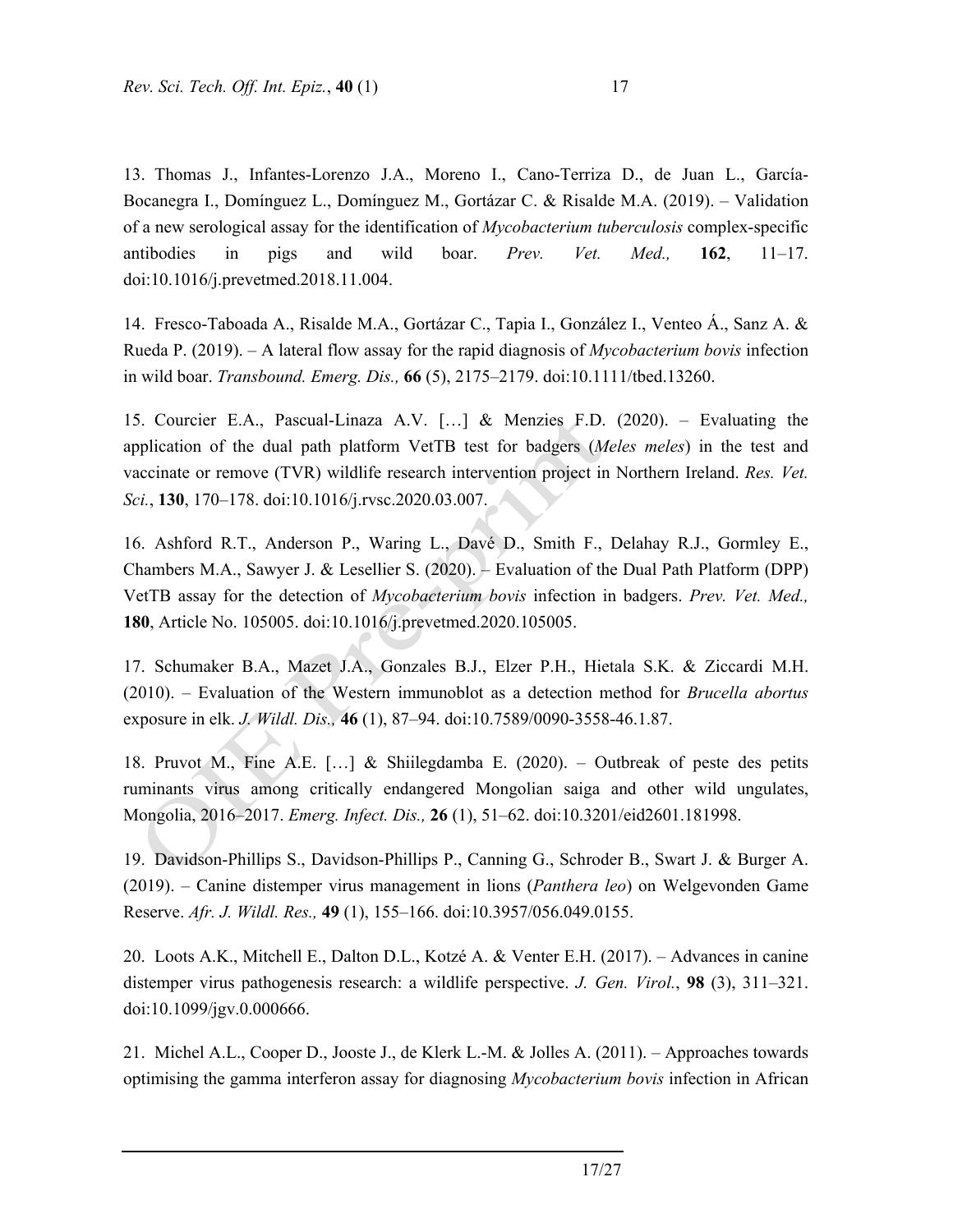13. Thomas J., Infantes-Lorenzo J.A., Moreno I., Cano-Terriza D., de Juan L., García-Bocanegra I., Domínguez L., Domínguez M., Gortázar C. & Risalde M.A. (2019). – Validation of a new serological assay for the identification of *Mycobacterium tuberculosis* complex-specific antibodies in pigs and wild boar. *Prev. Vet. Med.,* **162**, 11–17. doi:10.1016/j.prevetmed.2018.11.004.

14. Fresco-Taboada A., Risalde M.A., Gortázar C., Tapia I., González I., Venteo Á., Sanz A. & Rueda P. (2019). – A lateral flow assay for the rapid diagnosis of *Mycobacterium bovis* infection in wild boar. *Transbound. Emerg. Dis.,* **66** (5), 2175–2179. doi:10.1111/tbed.13260.

15. Courcier E.A., Pascual-Linaza A.V. […] & Menzies F.D. (2020). – Evaluating the application of the dual path platform VetTB test for badgers (*Meles meles*) in the test and vaccinate or remove (TVR) wildlife research intervention project in Northern Ireland. *Res. Vet. Sci.*, **130**, 170–178. doi:10.1016/j.rvsc.2020.03.007.

16. Ashford R.T., Anderson P., Waring L., Davé D., Smith F., Delahay R.J., Gormley E., Chambers M.A., Sawyer J. & Lesellier S. (2020). – Evaluation of the Dual Path Platform (DPP) VetTB assay for the detection of *Mycobacterium bovis* infection in badgers. *Prev. Vet. Med.,* **180**, Article No. 105005. doi:10.1016/j.prevetmed.2020.105005.

17. Schumaker B.A., Mazet J.A., Gonzales B.J., Elzer P.H., Hietala S.K. & Ziccardi M.H. (2010). – Evaluation of the Western immunoblot as a detection method for *Brucella abortus* exposure in elk. *J. Wildl. Dis.,* **46** (1), 87–94. doi:10.7589/0090-3558-46.1.87.

18. Pruvot M., Fine A.E. […] & Shiilegdamba E. (2020). – Outbreak of peste des petits ruminants virus among critically endangered Mongolian saiga and other wild ungulates, Mongolia, 2016–2017. *Emerg. Infect. Dis.,* **26** (1), 51–62. doi:10.3201/eid2601.181998.

19. Davidson-Phillips S., Davidson-Phillips P., Canning G., Schroder B., Swart J. & Burger A. (2019). – Canine distemper virus management in lions (*Panthera leo*) on Welgevonden Game Reserve. *Afr. J. Wildl. Res.,* **49** (1), 155–166. doi:10.3957/056.049.0155.

20. Loots A.K., Mitchell E., Dalton D.L., Kotzé A. & Venter E.H. (2017). – Advances in canine distemper virus pathogenesis research: a wildlife perspective. *J. Gen. Virol.*, **98** (3), 311–321. doi:10.1099/jgv.0.000666.

21. Michel A.L., Cooper D., Jooste J., de Klerk L.-M. & Jolles A. (2011). – Approaches towards optimising the gamma interferon assay for diagnosing *Mycobacterium bovis* infection in African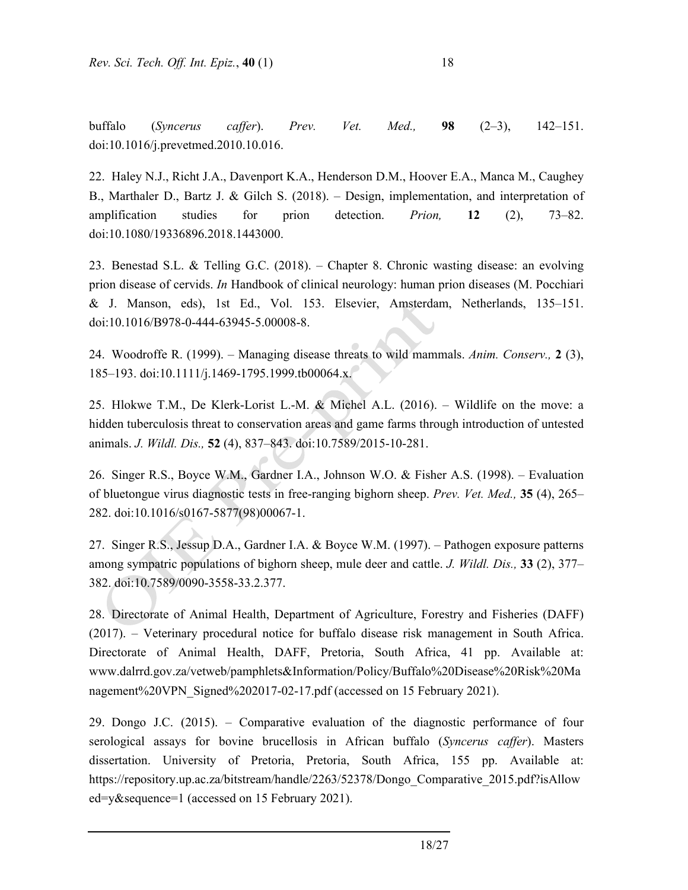buffalo (*Syncerus caffer*). *Prev. Vet. Med.,* **98** (2–3), 142–151. doi:10.1016/j.prevetmed.2010.10.016.

22. Haley N.J., Richt J.A., Davenport K.A., Henderson D.M., Hoover E.A., Manca M., Caughey B., Marthaler D., Bartz J. & Gilch S. (2018). – Design, implementation, and interpretation of amplification studies for prion detection. *Prion,* **12** (2), 73–82. doi:10.1080/19336896.2018.1443000.

23. Benestad S.L. & Telling G.C. (2018). – Chapter 8. Chronic wasting disease: an evolving prion disease of cervids. *In* Handbook of clinical neurology: human prion diseases (M. Pocchiari & J. Manson, eds), 1st Ed., Vol. 153. Elsevier, Amsterdam, Netherlands, 135–151. doi:10.1016/B978-0-444-63945-5.00008-8.

24. Woodroffe R. (1999). – Managing disease threats to wild mammals. *Anim. Conserv.,* **2** (3), 185–193. doi:10.1111/j.1469-1795.1999.tb00064.x.

25. Hlokwe T.M., De Klerk-Lorist L.-M. & Michel A.L. (2016). – Wildlife on the move: a hidden tuberculosis threat to conservation areas and game farms through introduction of untested animals. *J. Wildl. Dis.,* **52** (4), 837–843. doi:10.7589/2015-10-281.

26. Singer R.S., Boyce W.M., Gardner I.A., Johnson W.O. & Fisher A.S. (1998). – Evaluation of bluetongue virus diagnostic tests in free-ranging bighorn sheep. *Prev. Vet. Med.,* **35** (4), 265–282. doi:10.1016/s0167-5877(98)00067-1.

27. Singer R.S., Jessup D.A., Gardner I.A. & Boyce W.M. (1997). – Pathogen exposure patterns among sympatric populations of bighorn sheep, mule deer and cattle. *J. Wildl. Dis.,* **33** (2), 377–382. doi:10.7589/0090-3558-33.2.377.

28. Directorate of Animal Health, Department of Agriculture, Forestry and Fisheries (DAFF) (2017). – Veterinary procedural notice for buffalo disease risk management in South Africa. Directorate of Animal Health, DAFF, Pretoria, South Africa, 41 pp. Available at: www.dalrrd.gov.za/vetweb/pamphlets&Information/Policy/Buffalo%20Disease%20Risk%20Management%20VPN_Signed%202017-02-17.pdf (accessed on 15 February 2021).

29. Dongo J.C. (2015). – Comparative evaluation of the diagnostic performance of four serological assays for bovine brucellosis in African buffalo (*Syncerus caffer*). Masters dissertation. University of Pretoria, Pretoria, South Africa, 155 pp. Available at: https://repository.up.ac.za/bitstream/handle/2263/52378/Dongo_Comparative_2015.pdf?isAllowed=y&sequence=1 (accessed on 15 February 2021).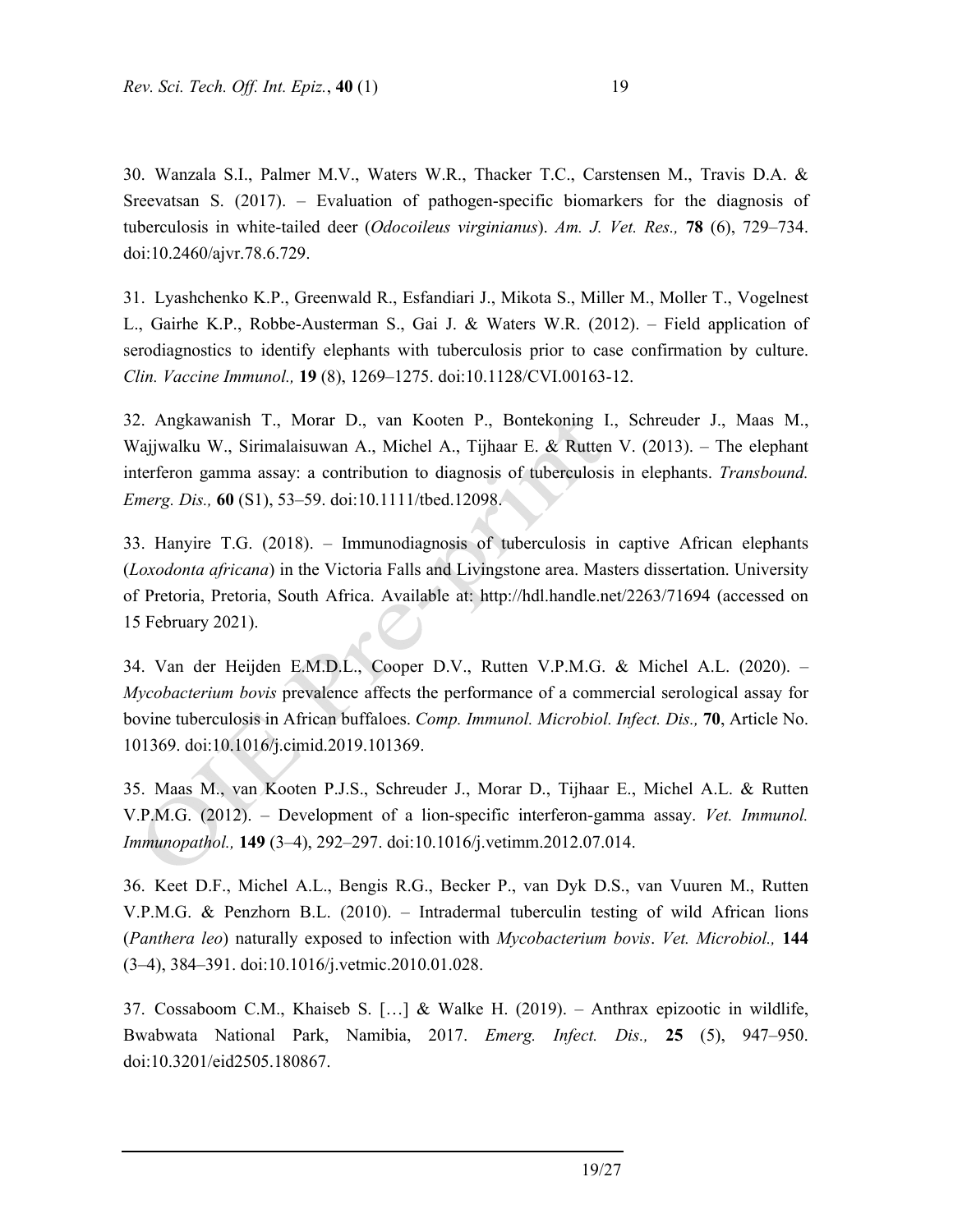30. Wanzala S.I., Palmer M.V., Waters W.R., Thacker T.C., Carstensen M., Travis D.A. & Sreevatsan S. (2017). – Evaluation of pathogen-specific biomarkers for the diagnosis of tuberculosis in white-tailed deer (*Odocoileus virginianus*). *Am. J. Vet. Res.,* **78** (6), 729–734. doi:10.2460/ajvr.78.6.729.

31. Lyashchenko K.P., Greenwald R., Esfandiari J., Mikota S., Miller M., Moller T., Vogelnest L., Gairhe K.P., Robbe-Austerman S., Gai J. & Waters W.R. (2012). – Field application of serodiagnostics to identify elephants with tuberculosis prior to case confirmation by culture. *Clin. Vaccine Immunol.,* **19** (8), 1269–1275. doi:10.1128/CVI.00163-12.

32. Angkawanish T., Morar D., van Kooten P., Bontekoning I., Schreuder J., Maas M., Wajjwalku W., Sirimalaisuwan A., Michel A., Tijhaar E. & Rutten V. (2013). – The elephant interferon gamma assay: a contribution to diagnosis of tuberculosis in elephants. *Transbound. Emerg. Dis.,* **60** (S1), 53–59. doi:10.1111/tbed.12098.

33. Hanyire T.G. (2018). – Immunodiagnosis of tuberculosis in captive African elephants (*Loxodonta africana*) in the Victoria Falls and Livingstone area. Masters dissertation. University of Pretoria, Pretoria, South Africa. Available at: http://hdl.handle.net/2263/71694 (accessed on 15 February 2021).

34. Van der Heijden E.M.D.L., Cooper D.V., Rutten V.P.M.G. & Michel A.L. (2020). – *Mycobacterium bovis* prevalence affects the performance of a commercial serological assay for bovine tuberculosis in African buffaloes. *Comp. Immunol. Microbiol. Infect. Dis.,* **70**, Article No. 101369. doi:10.1016/j.cimid.2019.101369.

35. Maas M., van Kooten P.J.S., Schreuder J., Morar D., Tijhaar E., Michel A.L. & Rutten V.P.M.G. (2012). – Development of a lion-specific interferon-gamma assay. *Vet. Immunol. Immunopathol.,* **149** (3–4), 292–297. doi:10.1016/j.vetimm.2012.07.014.

36. Keet D.F., Michel A.L., Bengis R.G., Becker P., van Dyk D.S., van Vuuren M., Rutten V.P.M.G. & Penzhorn B.L. (2010). – Intradermal tuberculin testing of wild African lions (*Panthera leo*) naturally exposed to infection with *Mycobacterium bovis*. *Vet. Microbiol.,* **144** (3–4), 384–391. doi:10.1016/j.vetmic.2010.01.028.

37. Cossaboom C.M., Khaiseb S. […] & Walke H. (2019). – Anthrax epizootic in wildlife, Bwabwata National Park, Namibia, 2017. *Emerg. Infect. Dis.,* **25** (5), 947–950. doi:10.3201/eid2505.180867.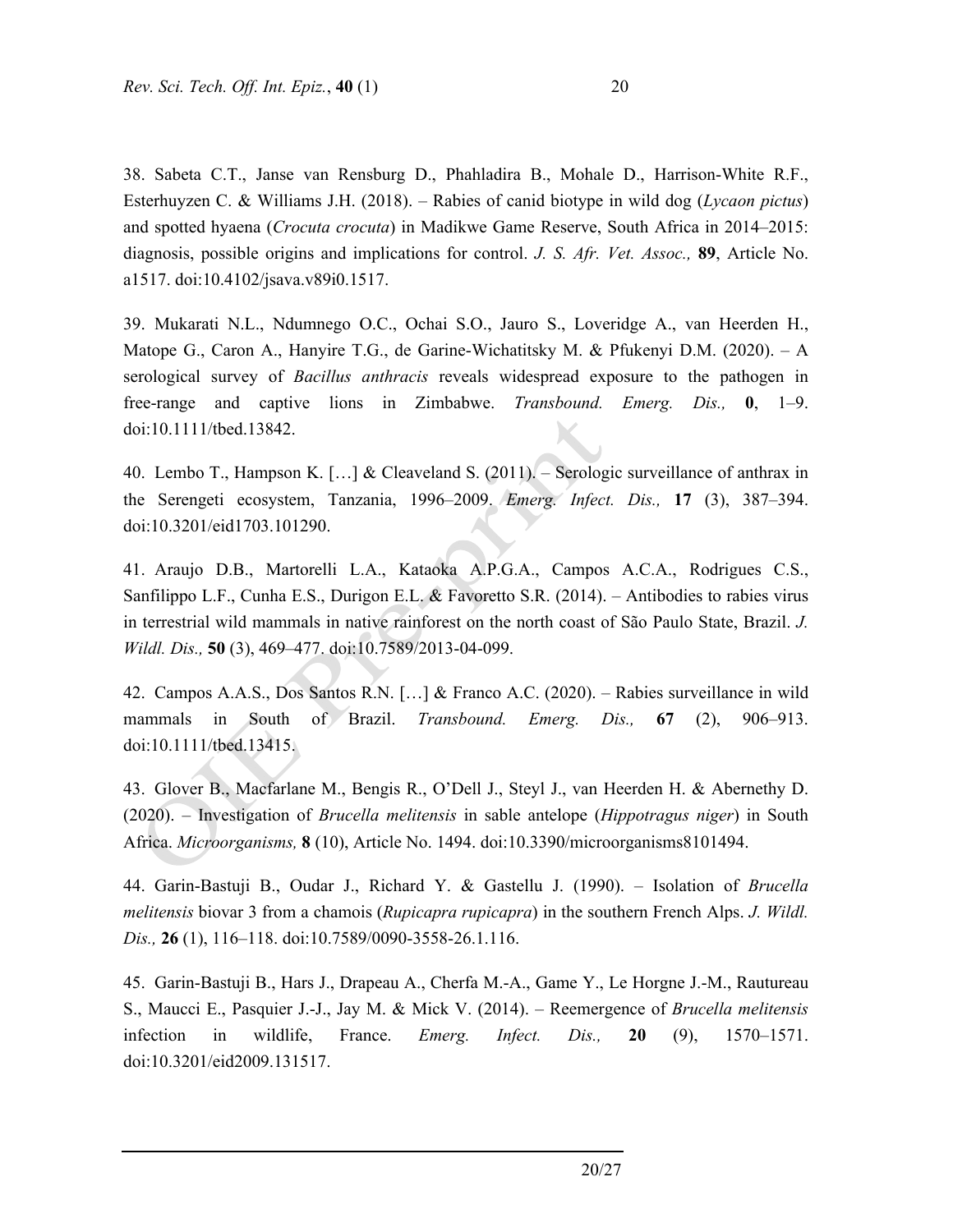38. Sabeta C.T., Janse van Rensburg D., Phahladira B., Mohale D., Harrison-White R.F., Esterhuyzen C. & Williams J.H. (2018). – Rabies of canid biotype in wild dog (*Lycaon pictus*) and spotted hyaena (*Crocuta crocuta*) in Madikwe Game Reserve, South Africa in 2014–2015: diagnosis, possible origins and implications for control. *J. S. Afr. Vet. Assoc.,* **89**, Article No. a1517. doi:10.4102/jsava.v89i0.1517.

39. Mukarati N.L., Ndumnego O.C., Ochai S.O., Jauro S., Loveridge A., van Heerden H., Matope G., Caron A., Hanyire T.G., de Garine-Wichatitsky M. & Pfukenyi D.M. (2020). – A serological survey of *Bacillus anthracis* reveals widespread exposure to the pathogen in free-range and captive lions in Zimbabwe. *Transbound. Emerg. Dis.,* **0**, 1–9. doi:10.1111/tbed.13842.

40. Lembo T., Hampson K. […] & Cleaveland S. (2011). – Serologic surveillance of anthrax in the Serengeti ecosystem, Tanzania, 1996–2009. *Emerg. Infect. Dis.,* **17** (3), 387–394. doi:10.3201/eid1703.101290.

41. Araujo D.B., Martorelli L.A., Kataoka A.P.G.A., Campos A.C.A., Rodrigues C.S., Sanfilippo L.F., Cunha E.S., Durigon E.L. & Favoretto S.R. (2014). – Antibodies to rabies virus in terrestrial wild mammals in native rainforest on the north coast of São Paulo State, Brazil. *J. Wildl. Dis.,* **50** (3), 469–477. doi:10.7589/2013-04-099.

42. Campos A.A.S., Dos Santos R.N. […] & Franco A.C. (2020). – Rabies surveillance in wild mammals in South of Brazil. *Transbound. Emerg. Dis.,* **67** (2), 906–913. doi:10.1111/tbed.13415.

43. Glover B., Macfarlane M., Bengis R., O'Dell J., Steyl J., van Heerden H. & Abernethy D. (2020). – Investigation of *Brucella melitensis* in sable antelope (*Hippotragus niger*) in South Africa. *Microorganisms,* **8** (10), Article No. 1494. doi:10.3390/microorganisms8101494.

44. Garin-Bastuji B., Oudar J., Richard Y. & Gastellu J. (1990). – Isolation of *Brucella melitensis* biovar 3 from a chamois (*Rupicapra rupicapra*) in the southern French Alps. *J. Wildl. Dis.,* **26** (1), 116–118. doi:10.7589/0090-3558-26.1.116.

45. Garin-Bastuji B., Hars J., Drapeau A., Cherfa M.-A., Game Y., Le Horgne J.-M., Rautureau S., Maucci E., Pasquier J.-J., Jay M. & Mick V. (2014). – Reemergence of *Brucella melitensis* infection in wildlife, France. *Emerg. Infect. Dis.,* **20** (9), 1570–1571. doi:10.3201/eid2009.131517.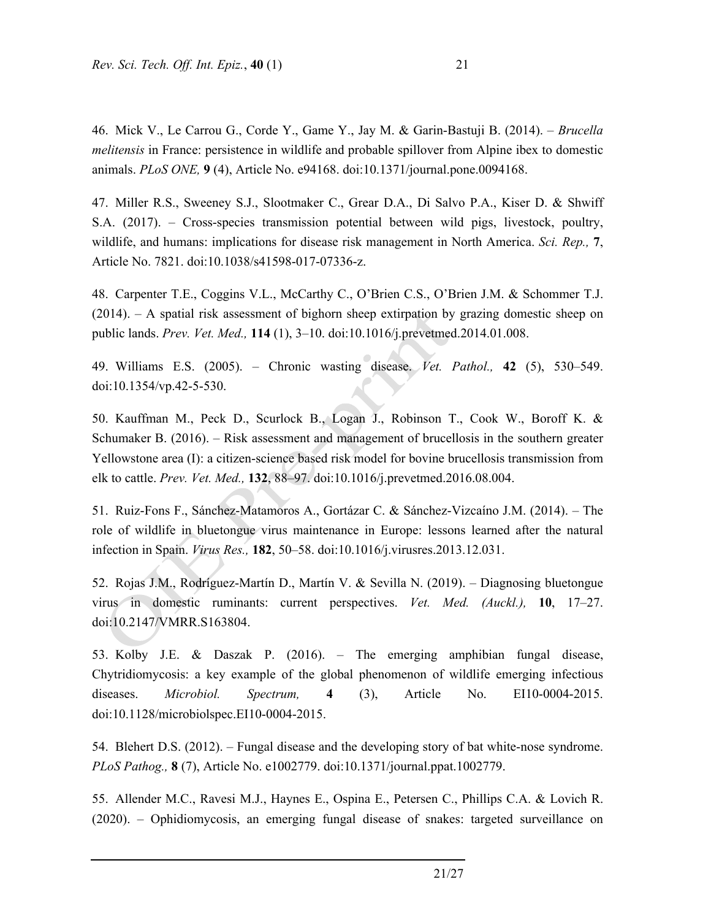46. Mick V., Le Carrou G., Corde Y., Game Y., Jay M. & Garin-Bastuji B. (2014). – *Brucella melitensis* in France: persistence in wildlife and probable spillover from Alpine ibex to domestic animals. *PLoS ONE,* **9** (4), Article No. e94168. doi:10.1371/journal.pone.0094168.

47. Miller R.S., Sweeney S.J., Slootmaker C., Grear D.A., Di Salvo P.A., Kiser D. & Shwiff S.A. (2017). – Cross-species transmission potential between wild pigs, livestock, poultry, wildlife, and humans: implications for disease risk management in North America. *Sci. Rep.,* **7**, Article No. 7821. doi:10.1038/s41598-017-07336-z.

48. Carpenter T.E., Coggins V.L., McCarthy C., O'Brien C.S., O'Brien J.M. & Schommer T.J. (2014). – A spatial risk assessment of bighorn sheep extirpation by grazing domestic sheep on public lands. *Prev. Vet. Med.,* **114** (1), 3–10. doi:10.1016/j.prevetmed.2014.01.008.

49. Williams E.S. (2005). – Chronic wasting disease. *Vet. Pathol.,* **42** (5), 530–549. doi:10.1354/vp.42-5-530.

50. Kauffman M., Peck D., Scurlock B., Logan J., Robinson T., Cook W., Boroff K. & Schumaker B. (2016). – Risk assessment and management of brucellosis in the southern greater Yellowstone area (I): a citizen-science based risk model for bovine brucellosis transmission from elk to cattle. *Prev. Vet. Med.,* **132**, 88–97. doi:10.1016/j.prevetmed.2016.08.004.

51. Ruiz-Fons F., Sánchez-Matamoros A., Gortázar C. & Sánchez-Vizcaíno J.M. (2014). – The role of wildlife in bluetongue virus maintenance in Europe: lessons learned after the natural infection in Spain. *Virus Res.,* **182**, 50–58. doi:10.1016/j.virusres.2013.12.031.

52. Rojas J.M., Rodríguez-Martín D., Martín V. & Sevilla N. (2019). – Diagnosing bluetongue virus in domestic ruminants: current perspectives. *Vet. Med. (Auckl.),* **10**, 17–27. doi:10.2147/VMRR.S163804.

53. Kolby J.E. & Daszak P. (2016). – The emerging amphibian fungal disease, Chytridiomycosis: a key example of the global phenomenon of wildlife emerging infectious diseases. *Microbiol. Spectrum,* **4** (3), Article No. EI10-0004-2015. doi:10.1128/microbiolspec.EI10-0004-2015.

54. Blehert D.S. (2012). – Fungal disease and the developing story of bat white-nose syndrome. *PLoS Pathog.,* **8** (7), Article No. e1002779. doi:10.1371/journal.ppat.1002779.

55. Allender M.C., Ravesi M.J., Haynes E., Ospina E., Petersen C., Phillips C.A. & Lovich R. (2020). – Ophidiomycosis, an emerging fungal disease of snakes: targeted surveillance on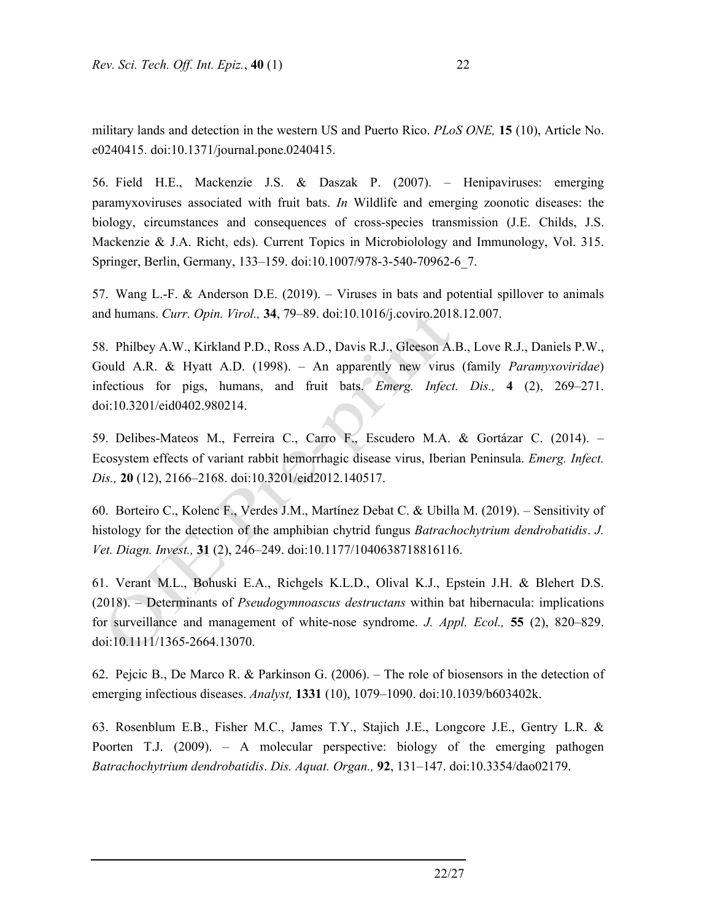military lands and detection in the western US and Puerto Rico. *PLoS ONE,* **15** (10), Article No. e0240415. doi:10.1371/journal.pone.0240415.

56. Field H.E., Mackenzie J.S. & Daszak P. (2007). – Henipaviruses: emerging paramyxoviruses associated with fruit bats. *In* Wildlife and emerging zoonotic diseases: the biology, circumstances and consequences of cross-species transmission (J.E. Childs, J.S. Mackenzie & J.A. Richt, eds). Current Topics in Microbiolology and Immunology, Vol. 315. Springer, Berlin, Germany, 133–159. doi:10.1007/978-3-540-70962-6_7.

57. Wang L.-F. & Anderson D.E. (2019). – Viruses in bats and potential spillover to animals and humans. *Curr. Opin. Virol.,* **34**, 79–89. doi:10.1016/j.coviro.2018.12.007.

58. Philbey A.W., Kirkland P.D., Ross A.D., Davis R.J., Gleeson A.B., Love R.J., Daniels P.W., Gould A.R. & Hyatt A.D. (1998). – An apparently new virus (family *Paramyxoviridae*) infectious for pigs, humans, and fruit bats. *Emerg. Infect. Dis.,* **4** (2), 269–271. doi:10.3201/eid0402.980214.

59. Delibes-Mateos M., Ferreira C., Carro F., Escudero M.A. & Gortázar C. (2014). – Ecosystem effects of variant rabbit hemorrhagic disease virus, Iberian Peninsula. *Emerg. Infect. Dis.,* **20** (12), 2166–2168. doi:10.3201/eid2012.140517.

60. Borteiro C., Kolenc F., Verdes J.M., Martínez Debat C. & Ubilla M. (2019). – Sensitivity of histology for the detection of the amphibian chytrid fungus *Batrachochytrium dendrobatidis*. *J. Vet. Diagn. Invest.,* **31** (2), 246–249. doi:10.1177/1040638718816116.

61. Verant M.L., Bohuski E.A., Richgels K.L.D., Olival K.J., Epstein J.H. & Blehert D.S. (2018). – Determinants of *Pseudogymnoascus destructans* within bat hibernacula: implications for surveillance and management of white-nose syndrome. *J. Appl. Ecol.,* **55** (2), 820–829. doi:10.1111/1365-2664.13070.

62. Pejcic B., De Marco R. & Parkinson G. (2006). – The role of biosensors in the detection of emerging infectious diseases. *Analyst,* **1331** (10), 1079–1090. doi:10.1039/b603402k.

63. Rosenblum E.B., Fisher M.C., James T.Y., Stajich J.E., Longcore J.E., Gentry L.R. & Poorten T.J. (2009). – A molecular perspective: biology of the emerging pathogen *Batrachochytrium dendrobatidis*. *Dis. Aquat. Organ.,* **92**, 131–147. doi:10.3354/dao02179.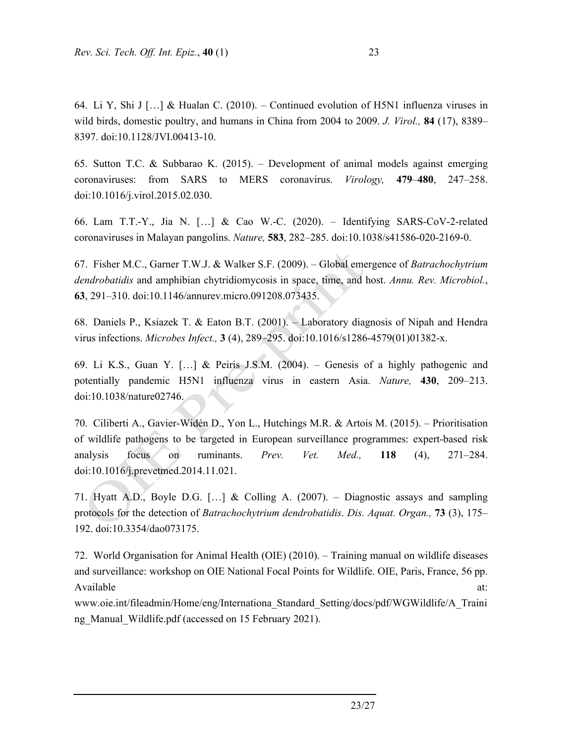64. Li Y, Shi J […] & Hualan C. (2010). – Continued evolution of H5N1 influenza viruses in wild birds, domestic poultry, and humans in China from 2004 to 2009. *J. Virol.,* **84** (17), 8389–8397. doi:10.1128/JVI.00413-10.

65. Sutton T.C. & Subbarao K. (2015). – Development of animal models against emerging coronaviruses: from SARS to MERS coronavirus. *Virology,* **479**–**480**, 247–258. doi:10.1016/j.virol.2015.02.030.

66. Lam T.T.-Y., Jia N. […] & Cao W.-C. (2020). – Identifying SARS-CoV-2-related coronaviruses in Malayan pangolins. *Nature,* **583**, 282–285. doi:10.1038/s41586-020-2169-0.

67. Fisher M.C., Garner T.W.J. & Walker S.F. (2009). – Global emergence of *Batrachochytrium dendrobatidis* and amphibian chytridiomycosis in space, time, and host. *Annu. Rev. Microbiol.*, **63**, 291–310. doi:10.1146/annurev.micro.091208.073435.

68. Daniels P., Ksiazek T. & Eaton B.T. (2001). – Laboratory diagnosis of Nipah and Hendra virus infections. *Microbes Infect.,* **3** (4), 289–295. doi:10.1016/s1286-4579(01)01382-x.

69. Li K.S., Guan Y. […] & Peiris J.S.M. (2004). – Genesis of a highly pathogenic and potentially pandemic H5N1 influenza virus in eastern Asia. *Nature,* **430**, 209–213. doi:10.1038/nature02746.

70. Ciliberti A., Gavier-Widén D., Yon L., Hutchings M.R. & Artois M. (2015). – Prioritisation of wildlife pathogens to be targeted in European surveillance programmes: expert-based risk analysis focus on ruminants. *Prev. Vet. Med.,* **118** (4), 271–284. doi:10.1016/j.prevetmed.2014.11.021.

71. Hyatt A.D., Boyle D.G. […] & Colling A. (2007). – Diagnostic assays and sampling protocols for the detection of *Batrachochytrium dendrobatidis*. *Dis. Aquat. Organ.,* **73** (3), 175–192. doi:10.3354/dao073175.

72. World Organisation for Animal Health (OIE) (2010). – Training manual on wildlife diseases and surveillance: workshop on OIE National Focal Points for Wildlife. OIE, Paris, France, 56 pp. Available at: www.oie.int/fileadmin/Home/eng/Internationa_Standard_Setting/docs/pdf/WGWildlife/A_Training_Manual_Wildlife.pdf (accessed on 15 February 2021).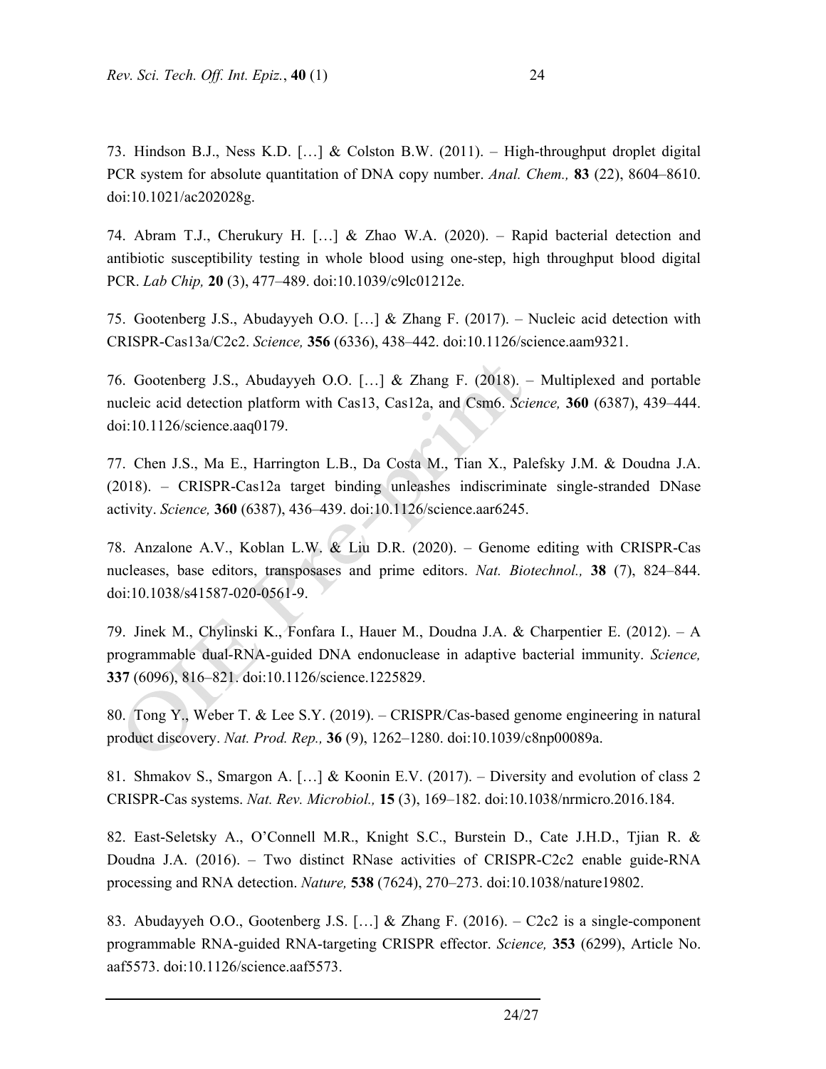73. Hindson B.J., Ness K.D. […] & Colston B.W. (2011). – High-throughput droplet digital PCR system for absolute quantitation of DNA copy number. *Anal. Chem.,* **83** (22), 8604–8610. doi:10.1021/ac202028g.

74. Abram T.J., Cherukury H. […] & Zhao W.A. (2020). – Rapid bacterial detection and antibiotic susceptibility testing in whole blood using one-step, high throughput blood digital PCR. *Lab Chip,* **20** (3), 477–489. doi:10.1039/c9lc01212e.

75. Gootenberg J.S., Abudayyeh O.O. […] & Zhang F. (2017). – Nucleic acid detection with CRISPR-Cas13a/C2c2. *Science,* **356** (6336), 438–442. doi:10.1126/science.aam9321.

76. Gootenberg J.S., Abudayyeh O.O. […] & Zhang F. (2018). – Multiplexed and portable nucleic acid detection platform with Cas13, Cas12a, and Csm6. *Science,* **360** (6387), 439–444. doi:10.1126/science.aaq0179.

77. Chen J.S., Ma E., Harrington L.B., Da Costa M., Tian X., Palefsky J.M. & Doudna J.A. (2018). – CRISPR-Cas12a target binding unleashes indiscriminate single-stranded DNase activity. *Science,* **360** (6387), 436–439. doi:10.1126/science.aar6245.

78. Anzalone A.V., Koblan L.W. & Liu D.R. (2020). – Genome editing with CRISPR-Cas nucleases, base editors, transposases and prime editors. *Nat. Biotechnol.,* **38** (7), 824–844. doi:10.1038/s41587-020-0561-9.

79. Jinek M., Chylinski K., Fonfara I., Hauer M., Doudna J.A. & Charpentier E. (2012). – A programmable dual-RNA-guided DNA endonuclease in adaptive bacterial immunity. *Science,* **337** (6096), 816–821. doi:10.1126/science.1225829.

80. Tong Y., Weber T. & Lee S.Y. (2019). – CRISPR/Cas-based genome engineering in natural product discovery. *Nat. Prod. Rep.,* **36** (9), 1262–1280. doi:10.1039/c8np00089a.

81. Shmakov S., Smargon A. […] & Koonin E.V. (2017). – Diversity and evolution of class 2 CRISPR-Cas systems. *Nat. Rev. Microbiol.,* **15** (3), 169–182. doi:10.1038/nrmicro.2016.184.

82. East-Seletsky A., O'Connell M.R., Knight S.C., Burstein D., Cate J.H.D., Tjian R. & Doudna J.A. (2016). – Two distinct RNase activities of CRISPR-C2c2 enable guide-RNA processing and RNA detection. *Nature,* **538** (7624), 270–273. doi:10.1038/nature19802.

83. Abudayyeh O.O., Gootenberg J.S. […] & Zhang F. (2016). – C2c2 is a single-component programmable RNA-guided RNA-targeting CRISPR effector. *Science,* **353** (6299), Article No. aaf5573. doi:10.1126/science.aaf5573.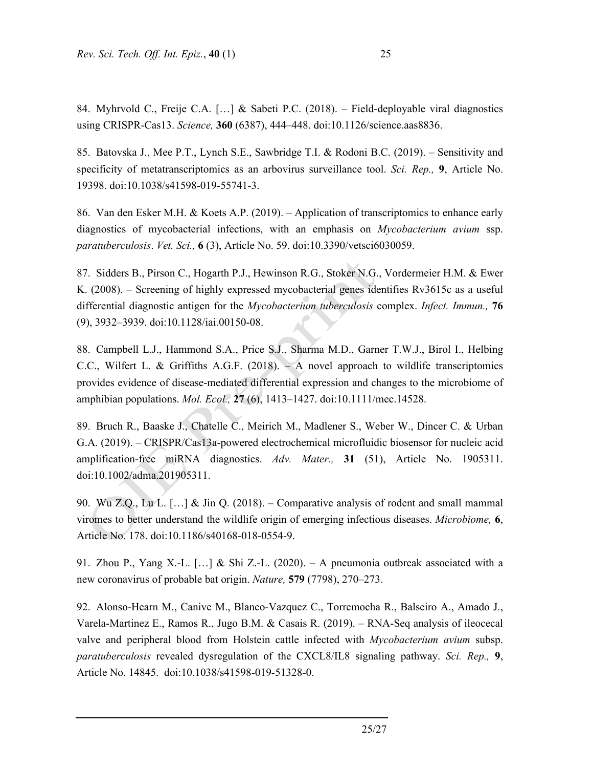84. Myhrvold C., Freije C.A. […] & Sabeti P.C. (2018). – Field-deployable viral diagnostics using CRISPR-Cas13. *Science,* **360** (6387), 444–448. doi:10.1126/science.aas8836.

85. Batovska J., Mee P.T., Lynch S.E., Sawbridge T.I. & Rodoni B.C. (2019). – Sensitivity and specificity of metatranscriptomics as an arbovirus surveillance tool. *Sci. Rep.,* **9**, Article No. 19398. doi:10.1038/s41598-019-55741-3.

86. Van den Esker M.H. & Koets A.P. (2019). – Application of transcriptomics to enhance early diagnostics of mycobacterial infections, with an emphasis on *Mycobacterium avium* ssp. *paratuberculosis*. *Vet. Sci.,* **6** (3), Article No. 59. doi:10.3390/vetsci6030059.

87. Sidders B., Pirson C., Hogarth P.J., Hewinson R.G., Stoker N.G., Vordermeier H.M. & Ewer K. (2008). – Screening of highly expressed mycobacterial genes identifies Rv3615c as a useful differential diagnostic antigen for the *Mycobacterium tuberculosis* complex. *Infect. Immun.,* **76** (9), 3932–3939. doi:10.1128/iai.00150-08.

88. Campbell L.J., Hammond S.A., Price S.J., Sharma M.D., Garner T.W.J., Birol I., Helbing C.C., Wilfert L. & Griffiths A.G.F. (2018). – A novel approach to wildlife transcriptomics provides evidence of disease-mediated differential expression and changes to the microbiome of amphibian populations. *Mol. Ecol.,* **27** (6), 1413–1427. doi:10.1111/mec.14528.

89. Bruch R., Baaske J., Chatelle C., Meirich M., Madlener S., Weber W., Dincer C. & Urban G.A. (2019). – CRISPR/Cas13a-powered electrochemical microfluidic biosensor for nucleic acid amplification-free miRNA diagnostics. *Adv. Mater.,* **31** (51), Article No. 1905311. doi:10.1002/adma.201905311.

90. Wu Z.Q., Lu L. […] & Jin Q. (2018). – Comparative analysis of rodent and small mammal viromes to better understand the wildlife origin of emerging infectious diseases. *Microbiome,* **6**, Article No. 178. doi:10.1186/s40168-018-0554-9.

91. Zhou P., Yang X.-L. […] & Shi Z.-L. (2020). – A pneumonia outbreak associated with a new coronavirus of probable bat origin. *Nature,* **579** (7798), 270–273.

92. Alonso-Hearn M., Canive M., Blanco-Vazquez C., Torremocha R., Balseiro A., Amado J., Varela-Martinez E., Ramos R., Jugo B.M. & Casais R. (2019). – RNA-Seq analysis of ileocecal valve and peripheral blood from Holstein cattle infected with *Mycobacterium avium* subsp. *paratuberculosis* revealed dysregulation of the CXCL8/IL8 signaling pathway. *Sci. Rep.,* **9**, Article No. 14845. doi:10.1038/s41598-019-51328-0.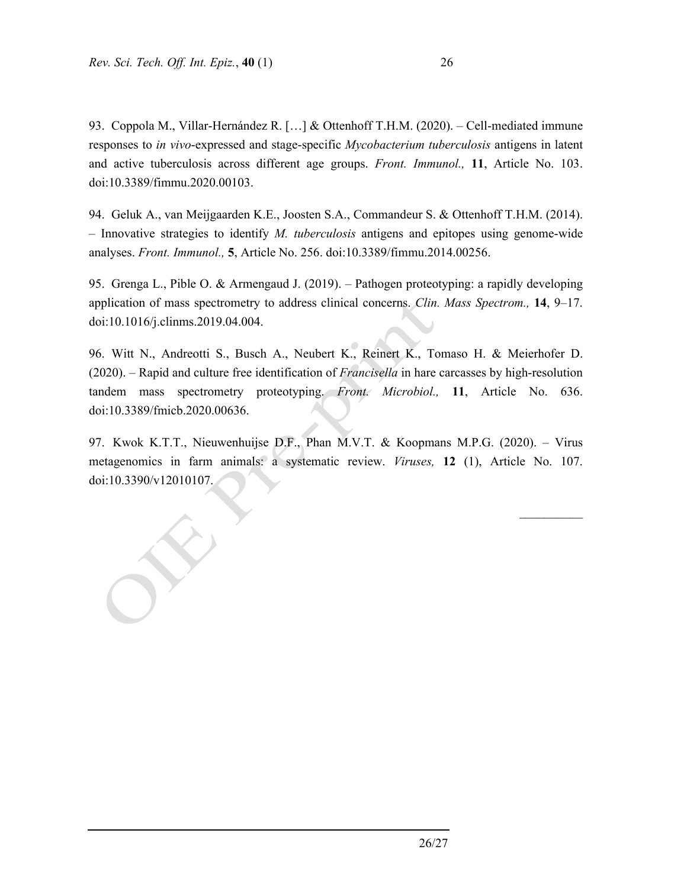93. Coppola M., Villar-Hernández R. […] & Ottenhoff T.H.M. (2020). – Cell-mediated immune responses to *in vivo*-expressed and stage-specific *Mycobacterium tuberculosis* antigens in latent and active tuberculosis across different age groups. *Front. Immunol.,* **11**, Article No. 103. doi:10.3389/fimmu.2020.00103.

94. Geluk A., van Meijgaarden K.E., Joosten S.A., Commandeur S. & Ottenhoff T.H.M. (2014). – Innovative strategies to identify *M. tuberculosis* antigens and epitopes using genome-wide analyses. *Front. Immunol.,* **5**, Article No. 256. doi:10.3389/fimmu.2014.00256.

95. Grenga L., Pible O. & Armengaud J. (2019). – Pathogen proteotyping: a rapidly developing application of mass spectrometry to address clinical concerns. *Clin. Mass Spectrom.,* **14**, 9–17. doi:10.1016/j.clinms.2019.04.004.

96. Witt N., Andreotti S., Busch A., Neubert K., Reinert K., Tomaso H. & Meierhofer D. (2020). – Rapid and culture free identification of *Francisella* in hare carcasses by high-resolution tandem mass spectrometry proteotyping. *Front. Microbiol.,* **11**, Article No. 636. doi:10.3389/fmicb.2020.00636.

97. Kwok K.T.T., Nieuwenhuijse D.F., Phan M.V.T. & Koopmans M.P.G. (2020). – Virus metagenomics in farm animals: a systematic review. *Viruses,* **12** (1), Article No. 107. doi:10.3390/v12010107.

\_\_\_\_\_\_\_\_\_\_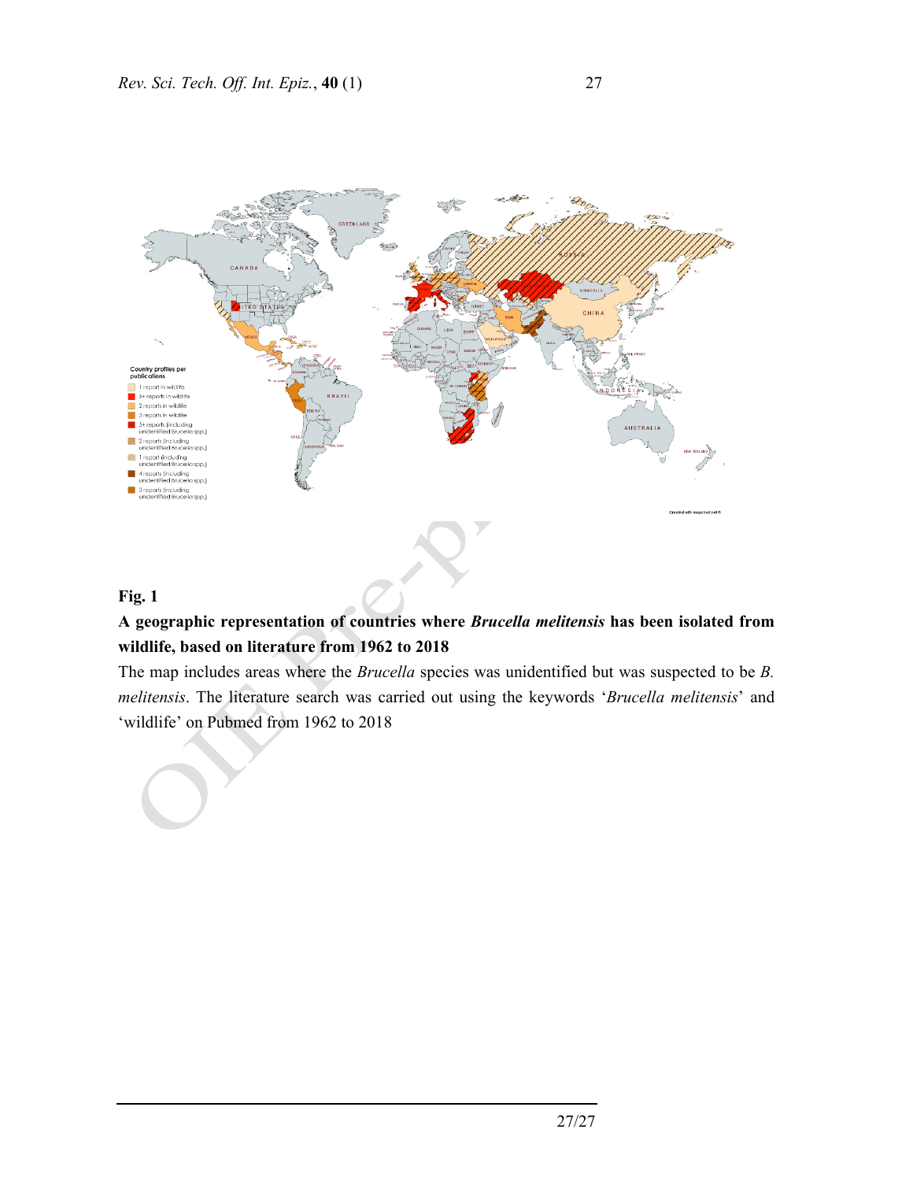Country profiles per publications

1 report in wildlife

5+ reports in wildlife

2 reports in wildlife

3 reports in wildlife

5+ reports (including unidentified Brucella spp.)

2 reports (including unidentified Brucella spp.)

1 report (including unidentified Brucella spp.)

4 reports (including unidentified Brucella spp.)

3 reports (including unidentified Brucella spp.)

Created with mapchart.net ©

**Fig. 1**

**A geographic representation of countries where *Brucella melitensis* has been isolated from wildlife, based on literature from 1962 to 2018**

The map includes areas where the *Brucella* species was unidentified but was suspected to be *B. melitensis*. The literature search was carried out using the keywords '*Brucella melitensis*' and 'wildlife' on Pubmed from 1962 to 2018